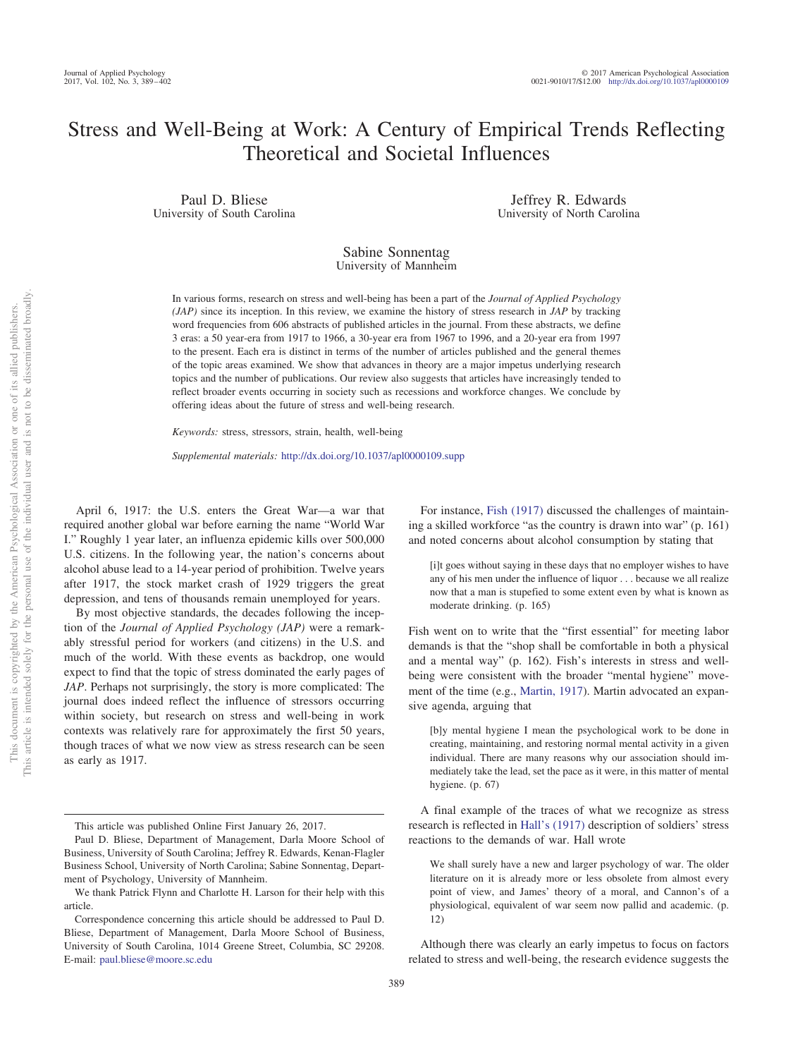# Stress and Well-Being at Work: A Century of Empirical Trends Reflecting Theoretical and Societal Influences

Paul D. Bliese
University of South Carolina

Jeffrey R. Edwards
University of North Carolina

Sabine Sonnentag
University of Mannheim

In various forms, research on stress and well-being has been a part of the *Journal of Applied Psychology (JAP)* since its inception. In this review, we examine the history of stress research in *JAP* by tracking word frequencies from 606 abstracts of published articles in the journal. From these abstracts, we define 3 eras: a 50 year-era from 1917 to 1966, a 30-year era from 1967 to 1996, and a 20-year era from 1997 to the present. Each era is distinct in terms of the number of articles published and the general themes of the topic areas examined. We show that advances in theory are a major impetus underlying research topics and the number of publications. Our review also suggests that articles have increasingly tended to reflect broader events occurring in society such as recessions and workforce changes. We conclude by offering ideas about the future of stress and well-being research.

*Keywords:* stress, stressors, strain, health, well-being

*Supplemental materials:* http://dx.doi.org/10.1037/apl0000109.supp

April 6, 1917: the U.S. enters the Great War—a war that required another global war before earning the name "World War I." Roughly 1 year later, an influenza epidemic kills over 500,000 U.S. citizens. In the following year, the nation's concerns about alcohol abuse lead to a 14-year period of prohibition. Twelve years after 1917, the stock market crash of 1929 triggers the great depression, and tens of thousands remain unemployed for years.

By most objective standards, the decades following the inception of the *Journal of Applied Psychology (JAP)* were a remarkably stressful period for workers (and citizens) in the U.S. and much of the world. With these events as backdrop, one would expect to find that the topic of stress dominated the early pages of *JAP*. Perhaps not surprisingly, the story is more complicated: The journal does indeed reflect the influence of stressors occurring within society, but research on stress and well-being in work contexts was relatively rare for approximately the first 50 years, though traces of what we now view as stress research can be seen as early as 1917.

For instance, Fish (1917) discussed the challenges of maintaining a skilled workforce "as the country is drawn into war" (p. 161) and noted concerns about alcohol consumption by stating that

> [i]t goes without saying in these days that no employer wishes to have any of his men under the influence of liquor . . . because we all realize now that a man is stupefied to some extent even by what is known as moderate drinking. (p. 165)

Fish went on to write that the "first essential" for meeting labor demands is that the "shop shall be comfortable in both a physical and a mental way" (p. 162). Fish's interests in stress and well-being were consistent with the broader "mental hygiene" movement of the time (e.g., Martin, 1917). Martin advocated an expansive agenda, arguing that

> [b]y mental hygiene I mean the psychological work to be done in creating, maintaining, and restoring normal mental activity in a given individual. There are many reasons why our association should immediately take the lead, set the pace as it were, in this matter of mental hygiene. (p. 67)

A final example of the traces of what we recognize as stress research is reflected in Hall's (1917) description of soldiers' stress reactions to the demands of war. Hall wrote

> We shall surely have a new and larger psychology of war. The older literature on it is already more or less obsolete from almost every point of view, and James' theory of a moral, and Cannon's of a physiological, equivalent of war seem now pallid and academic. (p. 12)

Although there was clearly an early impetus to focus on factors related to stress and well-being, the research evidence suggests the

---

This article was published Online First January 26, 2017.

Paul D. Bliese, Department of Management, Darla Moore School of Business, University of South Carolina; Jeffrey R. Edwards, Kenan-Flagler Business School, University of North Carolina; Sabine Sonnentag, Department of Psychology, University of Mannheim.

We thank Patrick Flynn and Charlotte H. Larson for their help with this article.

Correspondence concerning this article should be addressed to Paul D. Bliese, Department of Management, Darla Moore School of Business, University of South Carolina, 1014 Greene Street, Columbia, SC 29208. E-mail: paul.bliese@moore.sc.edu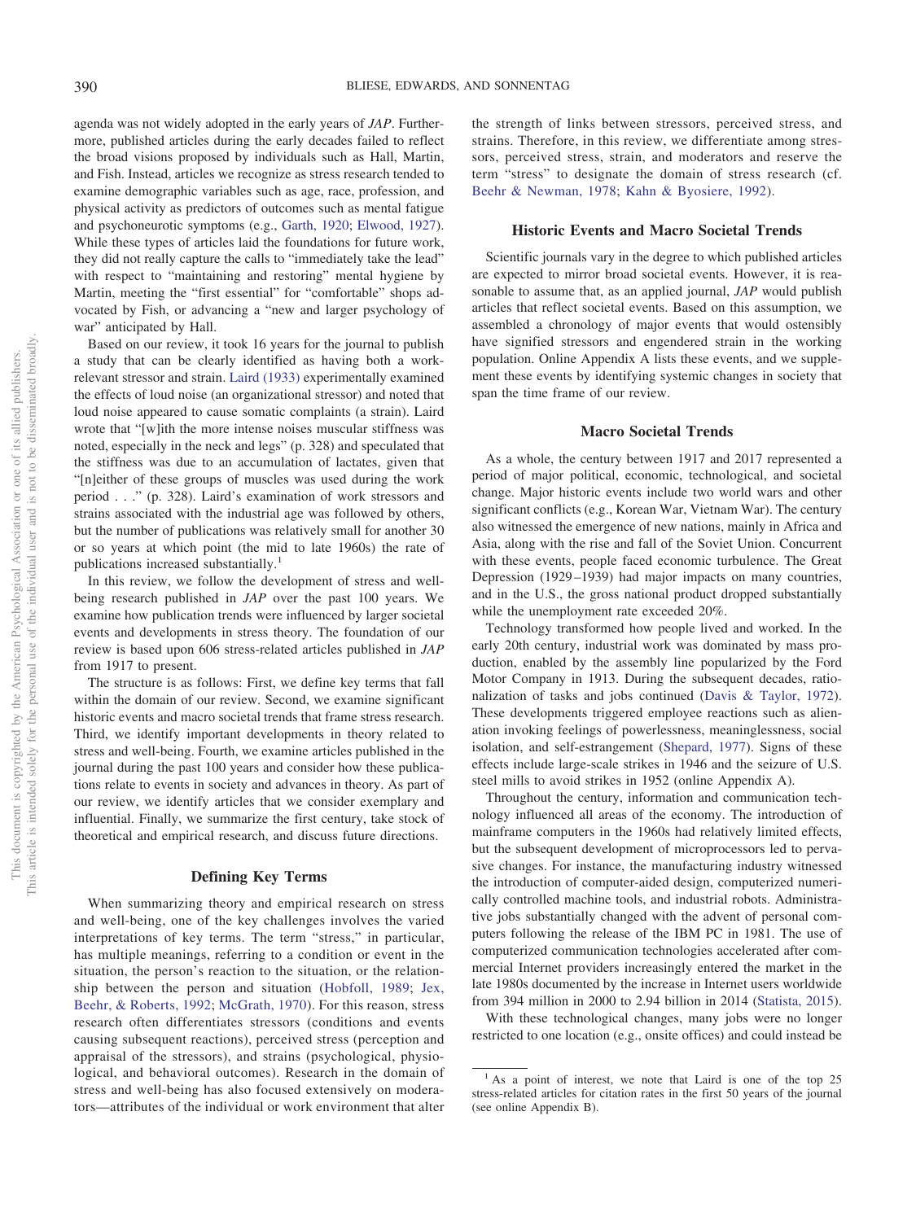agenda was not widely adopted in the early years of *JAP*. Furthermore, published articles during the early decades failed to reflect the broad visions proposed by individuals such as Hall, Martin, and Fish. Instead, articles we recognize as stress research tended to examine demographic variables such as age, race, profession, and physical activity as predictors of outcomes such as mental fatigue and psychoneurotic symptoms (e.g., Garth, 1920; Elwood, 1927). While these types of articles laid the foundations for future work, they did not really capture the calls to "immediately take the lead" with respect to "maintaining and restoring" mental hygiene by Martin, meeting the "first essential" for "comfortable" shops advocated by Fish, or advancing a "new and larger psychology of war" anticipated by Hall.

Based on our review, it took 16 years for the journal to publish a study that can be clearly identified as having both a work-relevant stressor and strain. Laird (1933) experimentally examined the effects of loud noise (an organizational stressor) and noted that loud noise appeared to cause somatic complaints (a strain). Laird wrote that "[w]ith the more intense noises muscular stiffness was noted, especially in the neck and legs" (p. 328) and speculated that the stiffness was due to an accumulation of lactates, given that "[n]either of these groups of muscles was used during the work period . . ." (p. 328). Laird's examination of work stressors and strains associated with the industrial age was followed by others, but the number of publications was relatively small for another 30 or so years at which point (the mid to late 1960s) the rate of publications increased substantially.[1]

In this review, we follow the development of stress and well-being research published in *JAP* over the past 100 years. We examine how publication trends were influenced by larger societal events and developments in stress theory. The foundation of our review is based upon 606 stress-related articles published in *JAP* from 1917 to present.

The structure is as follows: First, we define key terms that fall within the domain of our review. Second, we examine significant historic events and macro societal trends that frame stress research. Third, we identify important developments in theory related to stress and well-being. Fourth, we examine articles published in the journal during the past 100 years and consider how these publications relate to events in society and advances in theory. As part of our review, we identify articles that we consider exemplary and influential. Finally, we summarize the first century, take stock of theoretical and empirical research, and discuss future directions.

## Defining Key Terms

When summarizing theory and empirical research on stress and well-being, one of the key challenges involves the varied interpretations of key terms. The term "stress," in particular, has multiple meanings, referring to a condition or event in the situation, the person's reaction to the situation, or the relationship between the person and situation (Hobfoll, 1989; Jex, Beehr, & Roberts, 1992; McGrath, 1970). For this reason, stress research often differentiates stressors (conditions and events causing subsequent reactions), perceived stress (perception and appraisal of the stressors), and strains (psychological, physiological, and behavioral outcomes). Research in the domain of stress and well-being has also focused extensively on moderators—attributes of the individual or work environment that alter the strength of links between stressors, perceived stress, and strains. Therefore, in this review, we differentiate among stressors, perceived stress, strain, and moderators and reserve the term "stress" to designate the domain of stress research (cf. Beehr & Newman, 1978; Kahn & Byosiere, 1992).

## Historic Events and Macro Societal Trends

Scientific journals vary in the degree to which published articles are expected to mirror broad societal events. However, it is reasonable to assume that, as an applied journal, *JAP* would publish articles that reflect societal events. Based on this assumption, we assembled a chronology of major events that would ostensibly have signified stressors and engendered strain in the working population. Online Appendix A lists these events, and we supplement these events by identifying systemic changes in society that span the time frame of our review.

## Macro Societal Trends

As a whole, the century between 1917 and 2017 represented a period of major political, economic, technological, and societal change. Major historic events include two world wars and other significant conflicts (e.g., Korean War, Vietnam War). The century also witnessed the emergence of new nations, mainly in Africa and Asia, along with the rise and fall of the Soviet Union. Concurrent with these events, people faced economic turbulence. The Great Depression (1929–1939) had major impacts on many countries, and in the U.S., the gross national product dropped substantially while the unemployment rate exceeded 20%.

Technology transformed how people lived and worked. In the early 20th century, industrial work was dominated by mass production, enabled by the assembly line popularized by the Ford Motor Company in 1913. During the subsequent decades, rationalization of tasks and jobs continued (Davis & Taylor, 1972). These developments triggered employee reactions such as alienation invoking feelings of powerlessness, meaninglessness, social isolation, and self-estrangement (Shepard, 1977). Signs of these effects include large-scale strikes in 1946 and the seizure of U.S. steel mills to avoid strikes in 1952 (online Appendix A).

Throughout the century, information and communication technology influenced all areas of the economy. The introduction of mainframe computers in the 1960s had relatively limited effects, but the subsequent development of microprocessors led to pervasive changes. For instance, the manufacturing industry witnessed the introduction of computer-aided design, computerized numerically controlled machine tools, and industrial robots. Administrative jobs substantially changed with the advent of personal computers following the release of the IBM PC in 1981. The use of computerized communication technologies accelerated after commercial Internet providers increasingly entered the market in the late 1980s documented by the increase in Internet users worldwide from 394 million in 2000 to 2.94 billion in 2014 (Statista, 2015).

With these technological changes, many jobs were no longer restricted to one location (e.g., onsite offices) and could instead be

[1] As a point of interest, we note that Laird is one of the top 25 stress-related articles for citation rates in the first 50 years of the journal (see online Appendix B).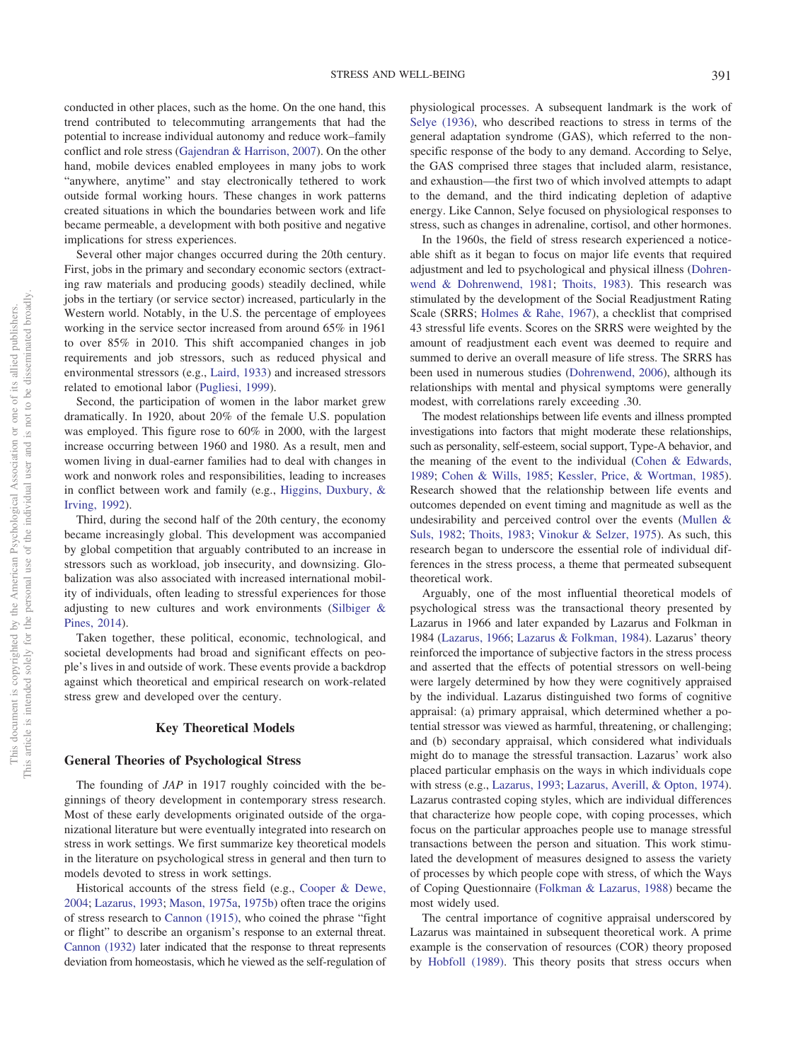conducted in other places, such as the home. On the one hand, this trend contributed to telecommuting arrangements that had the potential to increase individual autonomy and reduce work–family conflict and role stress (Gajendran & Harrison, 2007). On the other hand, mobile devices enabled employees in many jobs to work "anywhere, anytime" and stay electronically tethered to work outside formal working hours. These changes in work patterns created situations in which the boundaries between work and life became permeable, a development with both positive and negative implications for stress experiences.

Several other major changes occurred during the 20th century. First, jobs in the primary and secondary economic sectors (extracting raw materials and producing goods) steadily declined, while jobs in the tertiary (or service sector) increased, particularly in the Western world. Notably, in the U.S. the percentage of employees working in the service sector increased from around 65% in 1961 to over 85% in 2010. This shift accompanied changes in job requirements and job stressors, such as reduced physical and environmental stressors (e.g., Laird, 1933) and increased stressors related to emotional labor (Pugliesi, 1999).

Second, the participation of women in the labor market grew dramatically. In 1920, about 20% of the female U.S. population was employed. This figure rose to 60% in 2000, with the largest increase occurring between 1960 and 1980. As a result, men and women living in dual-earner families had to deal with changes in work and nonwork roles and responsibilities, leading to increases in conflict between work and family (e.g., Higgins, Duxbury, & Irving, 1992).

Third, during the second half of the 20th century, the economy became increasingly global. This development was accompanied by global competition that arguably contributed to an increase in stressors such as workload, job insecurity, and downsizing. Globalization was also associated with increased international mobility of individuals, often leading to stressful experiences for those adjusting to new cultures and work environments (Silbiger & Pines, 2014).

Taken together, these political, economic, technological, and societal developments had broad and significant effects on people's lives in and outside of work. These events provide a backdrop against which theoretical and empirical research on work-related stress grew and developed over the century.

## Key Theoretical Models

### General Theories of Psychological Stress

The founding of *JAP* in 1917 roughly coincided with the beginnings of theory development in contemporary stress research. Most of these early developments originated outside of the organizational literature but were eventually integrated into research on stress in work settings. We first summarize key theoretical models in the literature on psychological stress in general and then turn to models devoted to stress in work settings.

Historical accounts of the stress field (e.g., Cooper & Dewe, 2004; Lazarus, 1993; Mason, 1975a, 1975b) often trace the origins of stress research to Cannon (1915), who coined the phrase "fight or flight" to describe an organism's response to an external threat. Cannon (1932) later indicated that the response to threat represents deviation from homeostasis, which he viewed as the self-regulation of physiological processes. A subsequent landmark is the work of Selye (1936), who described reactions to stress in terms of the general adaptation syndrome (GAS), which referred to the nonspecific response of the body to any demand. According to Selye, the GAS comprised three stages that included alarm, resistance, and exhaustion—the first two of which involved attempts to adapt to the demand, and the third indicating depletion of adaptive energy. Like Cannon, Selye focused on physiological responses to stress, such as changes in adrenaline, cortisol, and other hormones.

In the 1960s, the field of stress research experienced a noticeable shift as it began to focus on major life events that required adjustment and led to psychological and physical illness (Dohrenwend & Dohrenwend, 1981; Thoits, 1983). This research was stimulated by the development of the Social Readjustment Rating Scale (SRRS; Holmes & Rahe, 1967), a checklist that comprised 43 stressful life events. Scores on the SRRS were weighted by the amount of readjustment each event was deemed to require and summed to derive an overall measure of life stress. The SRRS has been used in numerous studies (Dohrenwend, 2006), although its relationships with mental and physical symptoms were generally modest, with correlations rarely exceeding .30.

The modest relationships between life events and illness prompted investigations into factors that might moderate these relationships, such as personality, self-esteem, social support, Type-A behavior, and the meaning of the event to the individual (Cohen & Edwards, 1989; Cohen & Wills, 1985; Kessler, Price, & Wortman, 1985). Research showed that the relationship between life events and outcomes depended on event timing and magnitude as well as the undesirability and perceived control over the events (Mullen & Suls, 1982; Thoits, 1983; Vinokur & Selzer, 1975). As such, this research began to underscore the essential role of individual differences in the stress process, a theme that permeated subsequent theoretical work.

Arguably, one of the most influential theoretical models of psychological stress was the transactional theory presented by Lazarus in 1966 and later expanded by Lazarus and Folkman in 1984 (Lazarus, 1966; Lazarus & Folkman, 1984). Lazarus' theory reinforced the importance of subjective factors in the stress process and asserted that the effects of potential stressors on well-being were largely determined by how they were cognitively appraised by the individual. Lazarus distinguished two forms of cognitive appraisal: (a) primary appraisal, which determined whether a potential stressor was viewed as harmful, threatening, or challenging; and (b) secondary appraisal, which considered what individuals might do to manage the stressful transaction. Lazarus' work also placed particular emphasis on the ways in which individuals cope with stress (e.g., Lazarus, 1993; Lazarus, Averill, & Opton, 1974). Lazarus contrasted coping styles, which are individual differences that characterize how people cope, with coping processes, which focus on the particular approaches people use to manage stressful transactions between the person and situation. This work stimulated the development of measures designed to assess the variety of processes by which people cope with stress, of which the Ways of Coping Questionnaire (Folkman & Lazarus, 1988) became the most widely used.

The central importance of cognitive appraisal underscored by Lazarus was maintained in subsequent theoretical work. A prime example is the conservation of resources (COR) theory proposed by Hobfoll (1989). This theory posits that stress occurs when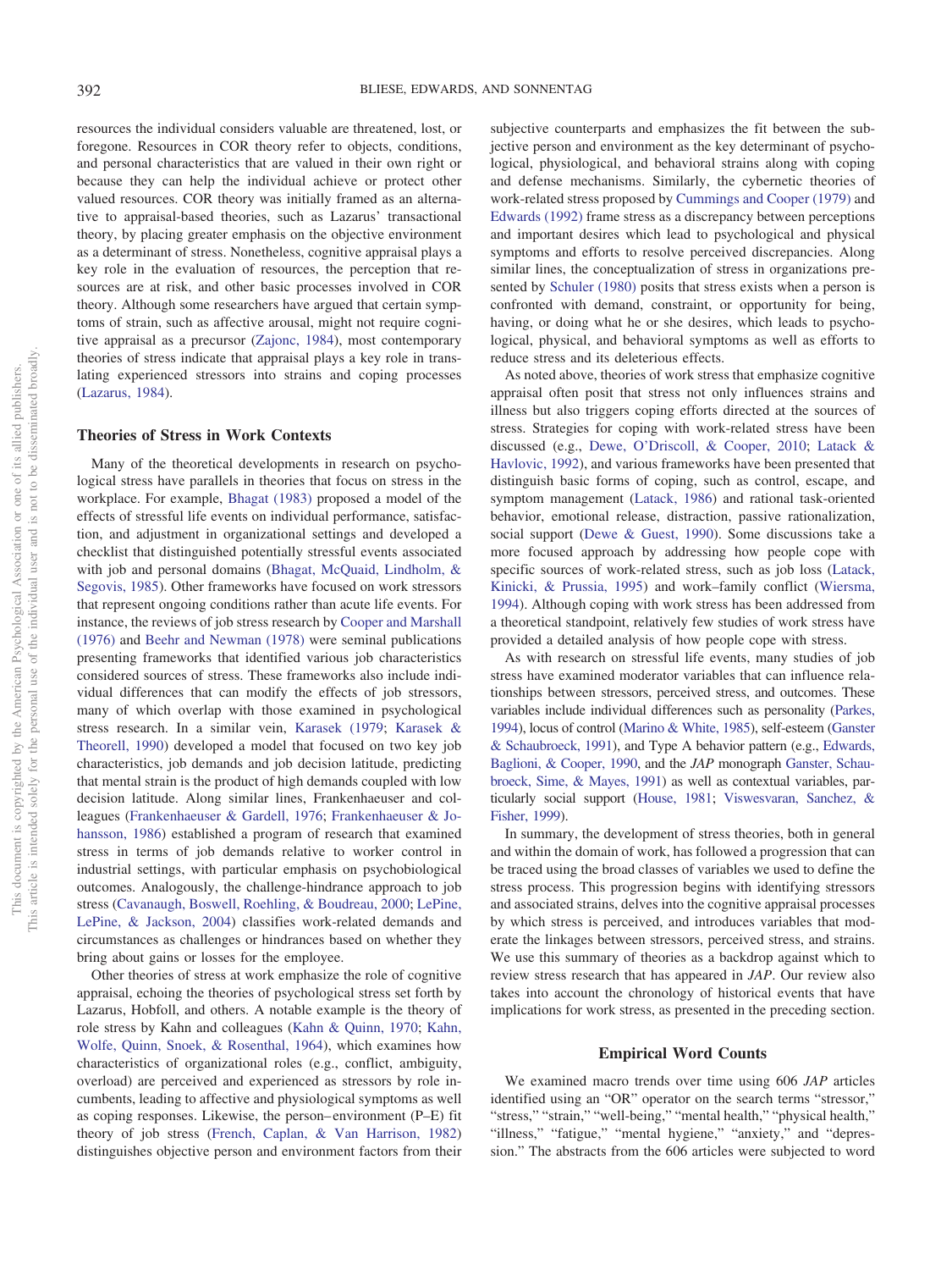resources the individual considers valuable are threatened, lost, or foregone. Resources in COR theory refer to objects, conditions, and personal characteristics that are valued in their own right or because they can help the individual achieve or protect other valued resources. COR theory was initially framed as an alternative to appraisal-based theories, such as Lazarus' transactional theory, by placing greater emphasis on the objective environment as a determinant of stress. Nonetheless, cognitive appraisal plays a key role in the evaluation of resources, the perception that resources are at risk, and other basic processes involved in COR theory. Although some researchers have argued that certain symptoms of strain, such as affective arousal, might not require cognitive appraisal as a precursor (Zajonc, 1984), most contemporary theories of stress indicate that appraisal plays a key role in translating experienced stressors into strains and coping processes (Lazarus, 1984).

### Theories of Stress in Work Contexts

Many of the theoretical developments in research on psychological stress have parallels in theories that focus on stress in the workplace. For example, Bhagat (1983) proposed a model of the effects of stressful life events on individual performance, satisfaction, and adjustment in organizational settings and developed a checklist that distinguished potentially stressful events associated with job and personal domains (Bhagat, McQuaid, Lindholm, & Segovis, 1985). Other frameworks have focused on work stressors that represent ongoing conditions rather than acute life events. For instance, the reviews of job stress research by Cooper and Marshall (1976) and Beehr and Newman (1978) were seminal publications presenting frameworks that identified various job characteristics considered sources of stress. These frameworks also include individual differences that can modify the effects of job stressors, many of which overlap with those examined in psychological stress research. In a similar vein, Karasek (1979; Karasek & Theorell, 1990) developed a model that focused on two key job characteristics, job demands and job decision latitude, predicting that mental strain is the product of high demands coupled with low decision latitude. Along similar lines, Frankenhaeuser and colleagues (Frankenhaeuser & Gardell, 1976; Frankenhaeuser & Johansson, 1986) established a program of research that examined stress in terms of job demands relative to worker control in industrial settings, with particular emphasis on psychobiological outcomes. Analogously, the challenge-hindrance approach to job stress (Cavanaugh, Boswell, Roehling, & Boudreau, 2000; LePine, LePine, & Jackson, 2004) classifies work-related demands and circumstances as challenges or hindrances based on whether they bring about gains or losses for the employee.

Other theories of stress at work emphasize the role of cognitive appraisal, echoing the theories of psychological stress set forth by Lazarus, Hobfoll, and others. A notable example is the theory of role stress by Kahn and colleagues (Kahn & Quinn, 1970; Kahn, Wolfe, Quinn, Snoek, & Rosenthal, 1964), which examines how characteristics of organizational roles (e.g., conflict, ambiguity, overload) are perceived and experienced as stressors by role incumbents, leading to affective and physiological symptoms as well as coping responses. Likewise, the person–environment (P–E) fit theory of job stress (French, Caplan, & Van Harrison, 1982) distinguishes objective person and environment factors from their subjective counterparts and emphasizes the fit between the subjective person and environment as the key determinant of psychological, physiological, and behavioral strains along with coping and defense mechanisms. Similarly, the cybernetic theories of work-related stress proposed by Cummings and Cooper (1979) and Edwards (1992) frame stress as a discrepancy between perceptions and important desires which lead to psychological and physical symptoms and efforts to resolve perceived discrepancies. Along similar lines, the conceptualization of stress in organizations presented by Schuler (1980) posits that stress exists when a person is confronted with demand, constraint, or opportunity for being, having, or doing what he or she desires, which leads to psychological, physical, and behavioral symptoms as well as efforts to reduce stress and its deleterious effects.

As noted above, theories of work stress that emphasize cognitive appraisal often posit that stress not only influences strains and illness but also triggers coping efforts directed at the sources of stress. Strategies for coping with work-related stress have been discussed (e.g., Dewe, O'Driscoll, & Cooper, 2010; Latack & Havlovic, 1992), and various frameworks have been presented that distinguish basic forms of coping, such as control, escape, and symptom management (Latack, 1986) and rational task-oriented behavior, emotional release, distraction, passive rationalization, social support (Dewe & Guest, 1990). Some discussions take a more focused approach by addressing how people cope with specific sources of work-related stress, such as job loss (Latack, Kinicki, & Prussia, 1995) and work–family conflict (Wiersma, 1994). Although coping with work stress has been addressed from a theoretical standpoint, relatively few studies of work stress have provided a detailed analysis of how people cope with stress.

As with research on stressful life events, many studies of job stress have examined moderator variables that can influence relationships between stressors, perceived stress, and outcomes. These variables include individual differences such as personality (Parkes, 1994), locus of control (Marino & White, 1985), self-esteem (Ganster & Schaubroeck, 1991), and Type A behavior pattern (e.g., Edwards, Baglioni, & Cooper, 1990, and the *JAP* monograph Ganster, Schaubroeck, Sime, & Mayes, 1991) as well as contextual variables, particularly social support (House, 1981; Viswesvaran, Sanchez, & Fisher, 1999).

In summary, the development of stress theories, both in general and within the domain of work, has followed a progression that can be traced using the broad classes of variables we used to define the stress process. This progression begins with identifying stressors and associated strains, delves into the cognitive appraisal processes by which stress is perceived, and introduces variables that moderate the linkages between stressors, perceived stress, and strains. We use this summary of theories as a backdrop against which to review stress research that has appeared in *JAP*. Our review also takes into account the chronology of historical events that have implications for work stress, as presented in the preceding section.

## Empirical Word Counts

We examined macro trends over time using 606 *JAP* articles identified using an "OR" operator on the search terms "stressor," "stress," "strain," "well-being," "mental health," "physical health," "illness," "fatigue," "mental hygiene," "anxiety," and "depression." The abstracts from the 606 articles were subjected to word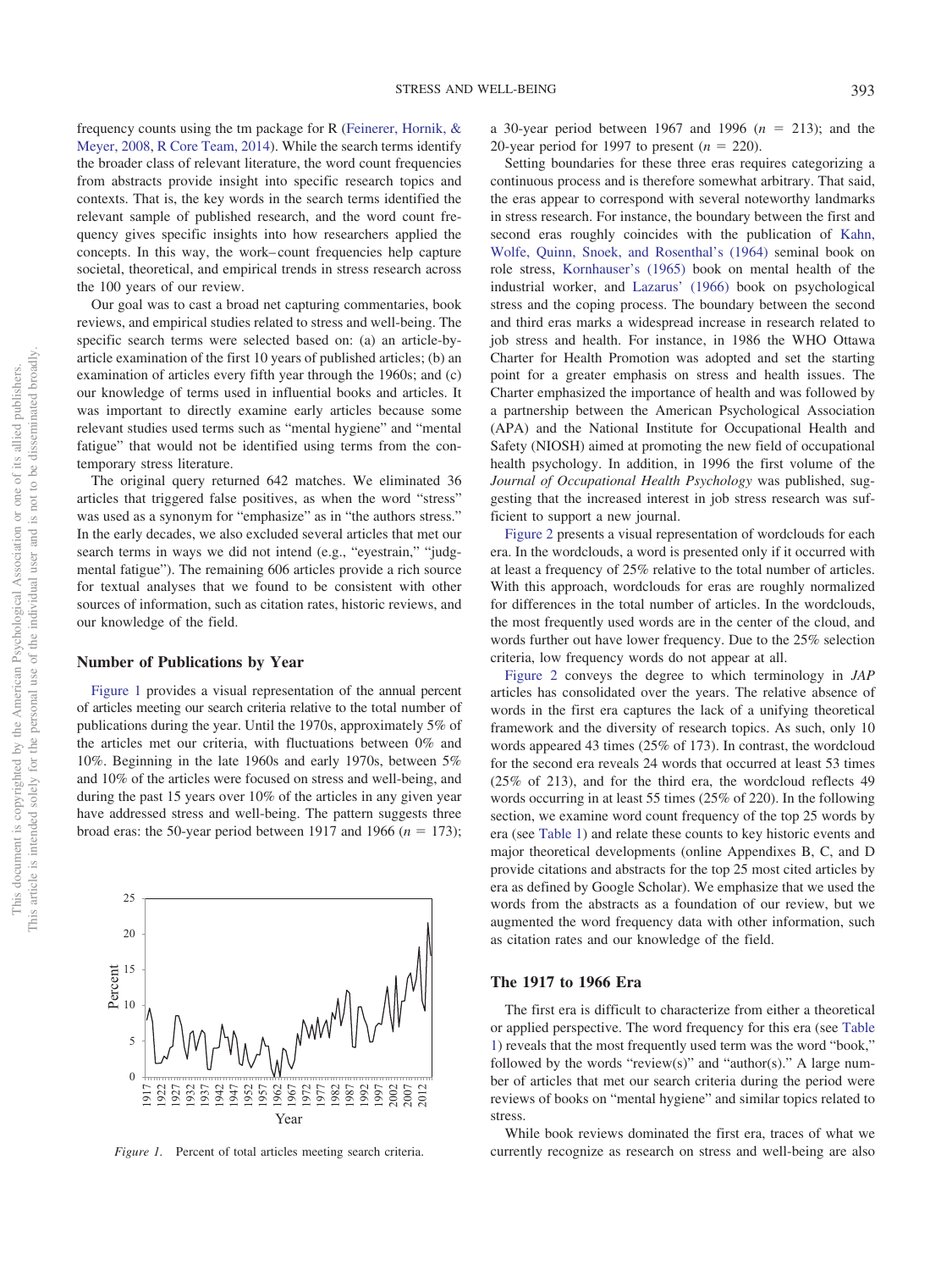frequency counts using the tm package for R (Feinerer, Hornik, & Meyer, 2008, R Core Team, 2014). While the search terms identify the broader class of relevant literature, the word count frequencies from abstracts provide insight into specific research topics and contexts. That is, the key words in the search terms identified the relevant sample of published research, and the word count frequency gives specific insights into how researchers applied the concepts. In this way, the work–count frequencies help capture societal, theoretical, and empirical trends in stress research across the 100 years of our review.

Our goal was to cast a broad net capturing commentaries, book reviews, and empirical studies related to stress and well-being. The specific search terms were selected based on: (a) an article-by-article examination of the first 10 years of published articles; (b) an examination of articles every fifth year through the 1960s; and (c) our knowledge of terms used in influential books and articles. It was important to directly examine early articles because some relevant studies used terms such as "mental hygiene" and "mental fatigue" that would not be identified using terms from the contemporary stress literature.

The original query returned 642 matches. We eliminated 36 articles that triggered false positives, as when the word "stress" was used as a synonym for "emphasize" as in "the authors stress." In the early decades, we also excluded several articles that met our search terms in ways we did not intend (e.g., "eyestrain," "judgmental fatigue"). The remaining 606 articles provide a rich source for textual analyses that we found to be consistent with other sources of information, such as citation rates, historic reviews, and our knowledge of the field.

## Number of Publications by Year

Figure 1 provides a visual representation of the annual percent of articles meeting our search criteria relative to the total number of publications during the year. Until the 1970s, approximately 5% of the articles met our criteria, with fluctuations between 0% and 10%. Beginning in the late 1960s and early 1970s, between 5% and 10% of the articles were focused on stress and well-being, and during the past 15 years over 10% of the articles in any given year have addressed stress and well-being. The pattern suggests three broad eras: the 50-year period between 1917 and 1966 ($n = 173$); a 30-year period between 1967 and 1996 ($n = 213$); and the 20-year period for 1997 to present ($n = 220$).

*Figure 1.* Percent of total articles meeting search criteria.

Setting boundaries for these three eras requires categorizing a continuous process and is therefore somewhat arbitrary. That said, the eras appear to correspond with several noteworthy landmarks in stress research. For instance, the boundary between the first and second eras roughly coincides with the publication of Kahn, Wolfe, Quinn, Snoek, and Rosenthal's (1964) seminal book on role stress, Kornhauser's (1965) book on mental health of the industrial worker, and Lazarus' (1966) book on psychological stress and the coping process. The boundary between the second and third eras marks a widespread increase in research related to job stress and health. For instance, in 1986 the WHO Ottawa Charter for Health Promotion was adopted and set the starting point for a greater emphasis on stress and health issues. The Charter emphasized the importance of health and was followed by a partnership between the American Psychological Association (APA) and the National Institute for Occupational Health and Safety (NIOSH) aimed at promoting the new field of occupational health psychology. In addition, in 1996 the first volume of the *Journal of Occupational Health Psychology* was published, suggesting that the increased interest in job stress research was sufficient to support a new journal.

Figure 2 presents a visual representation of wordclouds for each era. In the wordclouds, a word is presented only if it occurred with at least a frequency of 25% relative to the total number of articles. With this approach, wordclouds for eras are roughly normalized for differences in the total number of articles. In the wordclouds, the most frequently used words are in the center of the cloud, and words further out have lower frequency. Due to the 25% selection criteria, low frequency words do not appear at all.

Figure 2 conveys the degree to which terminology in *JAP* articles has consolidated over the years. The relative absence of words in the first era captures the lack of a unifying theoretical framework and the diversity of research topics. As such, only 10 words appeared 43 times (25% of 173). In contrast, the wordcloud for the second era reveals 24 words that occurred at least 53 times (25% of 213), and for the third era, the wordcloud reflects 49 words occurring in at least 55 times (25% of 220). In the following section, we examine word count frequency of the top 25 words by era (see Table 1) and relate these counts to key historic events and major theoretical developments (online Appendixes B, C, and D provide citations and abstracts for the top 25 most cited articles by era as defined by Google Scholar). We emphasize that we used the words from the abstracts as a foundation of our review, but we augmented the word frequency data with other information, such as citation rates and our knowledge of the field.

## The 1917 to 1966 Era

The first era is difficult to characterize from either a theoretical or applied perspective. The word frequency for this era (see Table 1) reveals that the most frequently used term was the word "book," followed by the words "review(s)" and "author(s)." A large number of articles that met our search criteria during the period were reviews of books on "mental hygiene" and similar topics related to stress.

While book reviews dominated the first era, traces of what we currently recognize as research on stress and well-being are also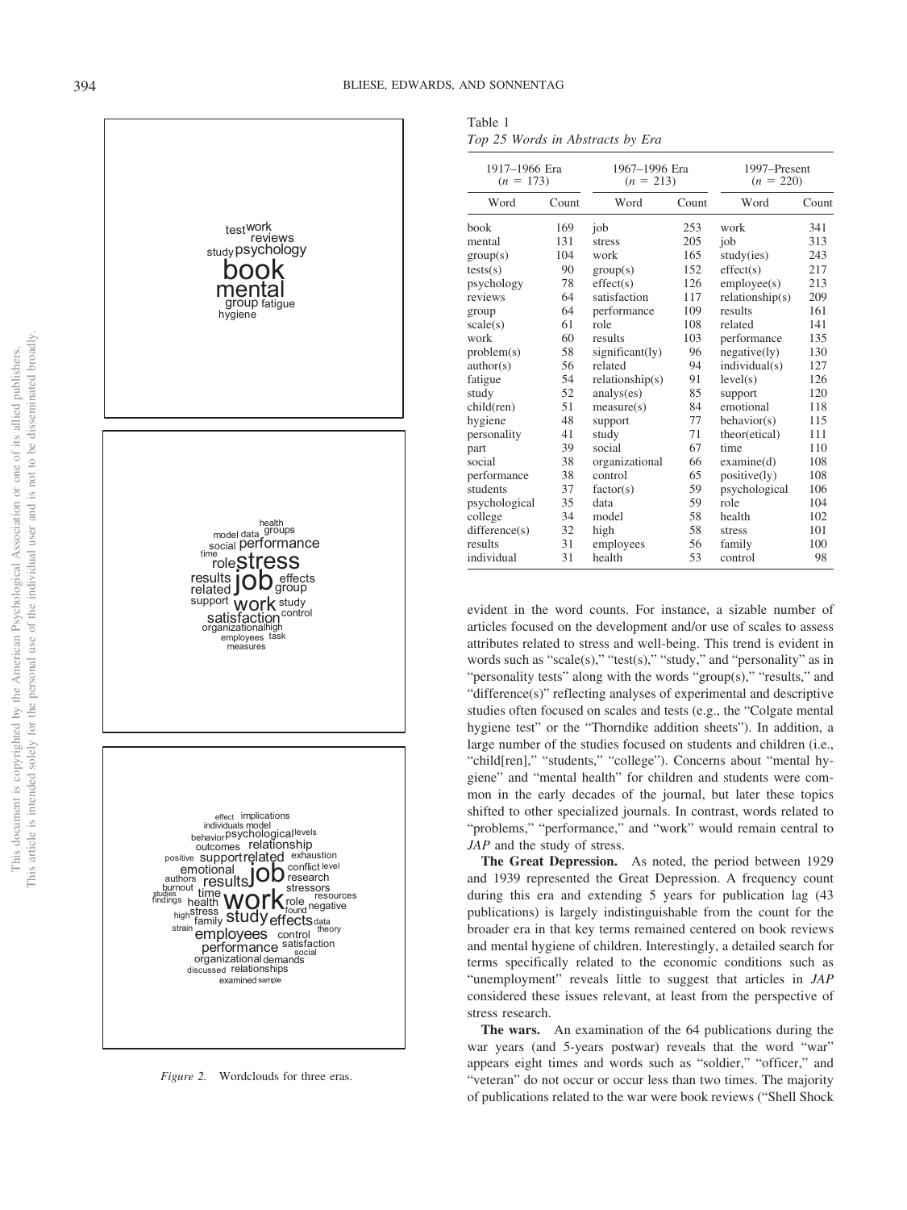Table 1
*Top 25 Words in Abstracts by Era*

| 1917–1966 Era ($n$ = 173) | | 1967–1996 Era ($n$ = 213) | | 1997–Present ($n$ = 220) | |
|---|---|---|---|---|---|
| Word | Count | Word | Count | Word | Count |
| book | 169 | job | 253 | work | 341 |
| mental | 131 | stress | 205 | job | 313 |
| group(s) | 104 | work | 165 | study(ies) | 243 |
| tests(s) | 90 | group(s) | 152 | effect(s) | 217 |
| psychology | 78 | effect(s) | 126 | employee(s) | 213 |
| reviews | 64 | satisfaction | 117 | relationship(s) | 209 |
| group | 64 | performance | 109 | results | 161 |
| scale(s) | 61 | role | 108 | related | 141 |
| work | 60 | results | 103 | performance | 135 |
| problem(s) | 58 | significant(ly) | 96 | negative(ly) | 130 |
| author(s) | 56 | related | 94 | individual(s) | 127 |
| fatigue | 54 | relationship(s) | 91 | level(s) | 126 |
| study | 52 | analys(es) | 85 | support | 120 |
| child(ren) | 51 | measure(s) | 84 | emotional | 118 |
| hygiene | 48 | support | 77 | behavior(s) | 115 |
| personality | 41 | study | 71 | theor(etical) | 111 |
| part | 39 | social | 67 | time | 110 |
| social | 38 | organizational | 66 | examine(d) | 108 |
| performance | 38 | control | 65 | positive(ly) | 108 |
| students | 37 | factor(s) | 59 | psychological | 106 |
| psychological | 35 | data | 59 | role | 104 |
| college | 34 | model | 58 | health | 102 |
| difference(s) | 32 | high | 58 | stress | 101 |
| results | 31 | employees | 56 | family | 100 |
| individual | 31 | health | 53 | control | 98 |

*Figure 2.* Wordclouds for three eras.

evident in the word counts. For instance, a sizable number of articles focused on the development and/or use of scales to assess attributes related to stress and well-being. This trend is evident in words such as "scale(s)," "test(s)," "study," and "personality" as in "personality tests" along with the words "group(s)," "results," and "difference(s)" reflecting analyses of experimental and descriptive studies often focused on scales and tests (e.g., the "Colgate mental hygiene test" or the "Thorndike addition sheets"). In addition, a large number of the studies focused on students and children (i.e., "child[ren]," "students," "college"). Concerns about "mental hygiene" and "mental health" for children and students were common in the early decades of the journal, but later these topics shifted to other specialized journals. In contrast, words related to "problems," "performance," and "work" would remain central to *JAP* and the study of stress.

**The Great Depression.** As noted, the period between 1929 and 1939 represented the Great Depression. A frequency count during this era and extending 5 years for publication lag (43 publications) is largely indistinguishable from the count for the broader era in that key terms remained centered on book reviews and mental hygiene of children. Interestingly, a detailed search for terms specifically related to the economic conditions such as "unemployment" reveals little to suggest that articles in *JAP* considered these issues relevant, at least from the perspective of stress research.

**The wars.** An examination of the 64 publications during the war years (and 5-years postwar) reveals that the word "war" appears eight times and words such as "soldier," "officer," and "veteran" do not occur or occur less than two times. The majority of publications related to the war were book reviews ("Shell Shock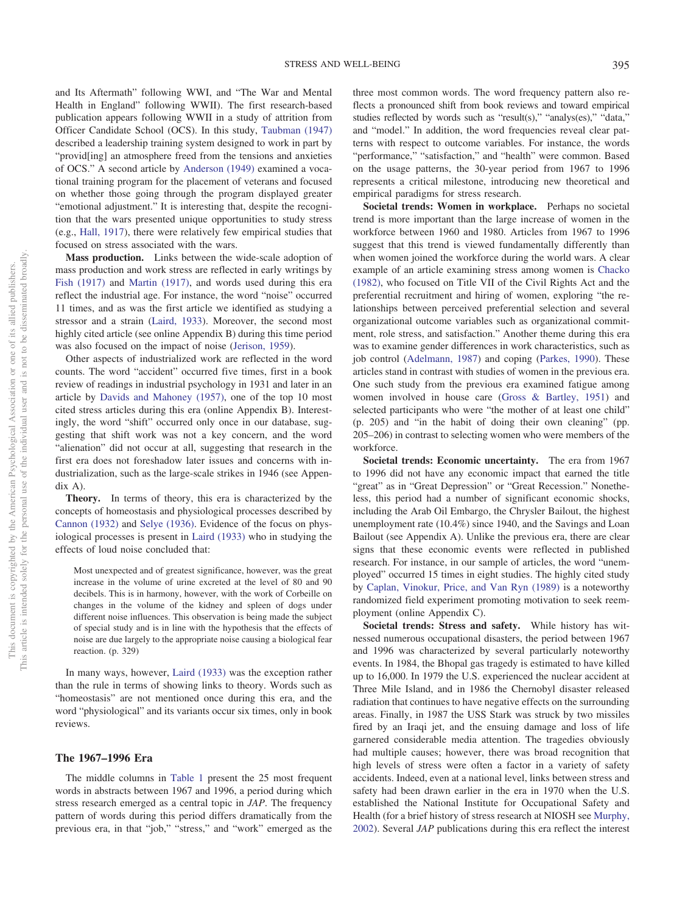and Its Aftermath" following WWI, and "The War and Mental Health in England" following WWII). The first research-based publication appears following WWII in a study of attrition from Officer Candidate School (OCS). In this study, Taubman (1947) described a leadership training system designed to work in part by "provid[ing] an atmosphere freed from the tensions and anxieties of OCS." A second article by Anderson (1949) examined a vocational training program for the placement of veterans and focused on whether those going through the program displayed greater "emotional adjustment." It is interesting that, despite the recognition that the wars presented unique opportunities to study stress (e.g., Hall, 1917), there were relatively few empirical studies that focused on stress associated with the wars.

**Mass production.** Links between the wide-scale adoption of mass production and work stress are reflected in early writings by Fish (1917) and Martin (1917), and words used during this era reflect the industrial age. For instance, the word "noise" occurred 11 times, and as was the first article we identified as studying a stressor and a strain (Laird, 1933). Moreover, the second most highly cited article (see online Appendix B) during this time period was also focused on the impact of noise (Jerison, 1959).

Other aspects of industrialized work are reflected in the word counts. The word "accident" occurred five times, first in a book review of readings in industrial psychology in 1931 and later in an article by Davids and Mahoney (1957), one of the top 10 most cited stress articles during this era (online Appendix B). Interestingly, the word "shift" occurred only once in our database, suggesting that shift work was not a key concern, and the word "alienation" did not occur at all, suggesting that research in the first era does not foreshadow later issues and concerns with industrialization, such as the large-scale strikes in 1946 (see Appendix A).

**Theory.** In terms of theory, this era is characterized by the concepts of homeostasis and physiological processes described by Cannon (1932) and Selye (1936). Evidence of the focus on physiological processes is present in Laird (1933) who in studying the effects of loud noise concluded that:

> Most unexpected and of greatest significance, however, was the great increase in the volume of urine excreted at the level of 80 and 90 decibels. This is in harmony, however, with the work of Corbeille on changes in the volume of the kidney and spleen of dogs under different noise influences. This observation is being made the subject of special study and is in line with the hypothesis that the effects of noise are due largely to the appropriate noise causing a biological fear reaction. (p. 329)

In many ways, however, Laird (1933) was the exception rather than the rule in terms of showing links to theory. Words such as "homeostasis" are not mentioned once during this era, and the word "physiological" and its variants occur six times, only in book reviews.

## The 1967–1996 Era

The middle columns in Table 1 present the 25 most frequent words in abstracts between 1967 and 1996, a period during which stress research emerged as a central topic in *JAP*. The frequency pattern of words during this period differs dramatically from the previous era, in that "job," "stress," and "work" emerged as the three most common words. The word frequency pattern also reflects a pronounced shift from book reviews and toward empirical studies reflected by words such as "result(s)," "analys(es)," "data," and "model." In addition, the word frequencies reveal clear patterns with respect to outcome variables. For instance, the words "performance," "satisfaction," and "health" were common. Based on the usage patterns, the 30-year period from 1967 to 1996 represents a critical milestone, introducing new theoretical and empirical paradigms for stress research.

**Societal trends: Women in workplace.** Perhaps no societal trend is more important than the large increase of women in the workforce between 1960 and 1980. Articles from 1967 to 1996 suggest that this trend is viewed fundamentally differently than when women joined the workforce during the world wars. A clear example of an article examining stress among women is Chacko (1982), who focused on Title VII of the Civil Rights Act and the preferential recruitment and hiring of women, exploring "the relationships between perceived preferential selection and several organizational outcome variables such as organizational commitment, role stress, and satisfaction." Another theme during this era was to examine gender differences in work characteristics, such as job control (Adelmann, 1987) and coping (Parkes, 1990). These articles stand in contrast with studies of women in the previous era. One such study from the previous era examined fatigue among women involved in house care (Gross & Bartley, 1951) and selected participants who were "the mother of at least one child" (p. 205) and "in the habit of doing their own cleaning" (pp. 205–206) in contrast to selecting women who were members of the workforce.

**Societal trends: Economic uncertainty.** The era from 1967 to 1996 did not have any economic impact that earned the title "great" as in "Great Depression" or "Great Recession." Nonetheless, this period had a number of significant economic shocks, including the Arab Oil Embargo, the Chrysler Bailout, the highest unemployment rate (10.4%) since 1940, and the Savings and Loan Bailout (see Appendix A). Unlike the previous era, there are clear signs that these economic events were reflected in published research. For instance, in our sample of articles, the word "unemployed" occurred 15 times in eight studies. The highly cited study by Caplan, Vinokur, Price, and Van Ryn (1989) is a noteworthy randomized field experiment promoting motivation to seek reemployment (online Appendix C).

**Societal trends: Stress and safety.** While history has witnessed numerous occupational disasters, the period between 1967 and 1996 was characterized by several particularly noteworthy events. In 1984, the Bhopal gas tragedy is estimated to have killed up to 16,000. In 1979 the U.S. experienced the nuclear accident at Three Mile Island, and in 1986 the Chernobyl disaster released radiation that continues to have negative effects on the surrounding areas. Finally, in 1987 the USS Stark was struck by two missiles fired by an Iraqi jet, and the ensuing damage and loss of life garnered considerable media attention. The tragedies obviously had multiple causes; however, there was broad recognition that high levels of stress were often a factor in a variety of safety accidents. Indeed, even at a national level, links between stress and safety had been drawn earlier in the era in 1970 when the U.S. established the National Institute for Occupational Safety and Health (for a brief history of stress research at NIOSH see Murphy, 2002). Several *JAP* publications during this era reflect the interest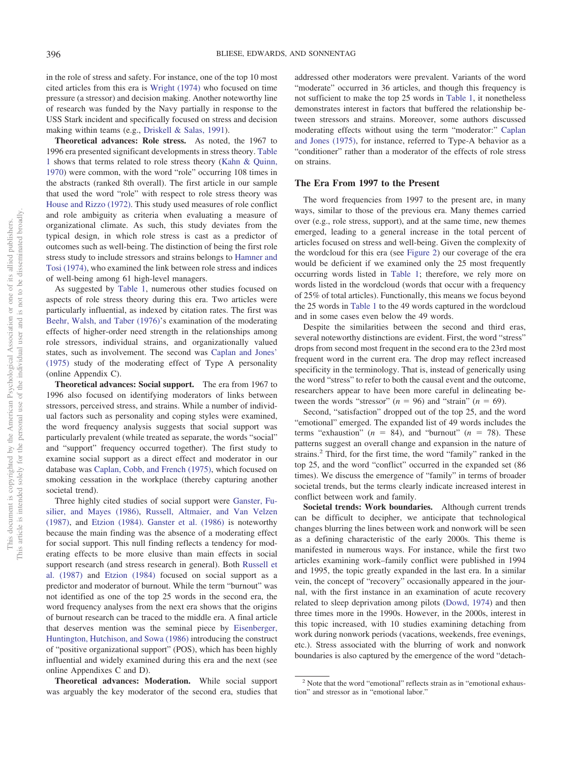in the role of stress and safety. For instance, one of the top 10 most cited articles from this era is Wright (1974) who focused on time pressure (a stressor) and decision making. Another noteworthy line of research was funded by the Navy partially in response to the USS Stark incident and specifically focused on stress and decision making within teams (e.g., Driskell & Salas, 1991).

**Theoretical advances: Role stress.** As noted, the 1967 to 1996 era presented significant developments in stress theory. Table 1 shows that terms related to role stress theory (Kahn & Quinn, 1970) were common, with the word "role" occurring 108 times in the abstracts (ranked 8th overall). The first article in our sample that used the word "role" with respect to role stress theory was House and Rizzo (1972). This study used measures of role conflict and role ambiguity as criteria when evaluating a measure of organizational climate. As such, this study deviates from the typical design, in which role stress is cast as a predictor of outcomes such as well-being. The distinction of being the first role stress study to include stressors and strains belongs to Hamner and Tosi (1974), who examined the link between role stress and indices of well-being among 61 high-level managers.

As suggested by Table 1, numerous other studies focused on aspects of role stress theory during this era. Two articles were particularly influential, as indexed by citation rates. The first was Beehr, Walsh, and Taber (1976)'s examination of the moderating effects of higher-order need strength in the relationships among role stressors, individual strains, and organizationally valued states, such as involvement. The second was Caplan and Jones' (1975) study of the moderating effect of Type A personality (online Appendix C).

**Theoretical advances: Social support.** The era from 1967 to 1996 also focused on identifying moderators of links between stressors, perceived stress, and strains. While a number of individual factors such as personality and coping styles were examined, the word frequency analysis suggests that social support was particularly prevalent (while treated as separate, the words "social" and "support" frequency occurred together). The first study to examine social support as a direct effect and moderator in our database was Caplan, Cobb, and French (1975), which focused on smoking cessation in the workplace (thereby capturing another societal trend).

Three highly cited studies of social support were Ganster, Fusilier, and Mayes (1986), Russell, Altmaier, and Van Velzen (1987), and Etzion (1984). Ganster et al. (1986) is noteworthy because the main finding was the absence of a moderating effect for social support. This null finding reflects a tendency for moderating effects to be more elusive than main effects in social support research (and stress research in general). Both Russell et al. (1987) and Etzion (1984) focused on social support as a predictor and moderator of burnout. While the term "burnout" was not identified as one of the top 25 words in the second era, the word frequency analyses from the next era shows that the origins of burnout research can be traced to the middle era. A final article that deserves mention was the seminal piece by Eisenberger, Huntington, Hutchison, and Sowa (1986) introducing the construct of "positive organizational support" (POS), which has been highly influential and widely examined during this era and the next (see online Appendixes C and D).

**Theoretical advances: Moderation.** While social support was arguably the key moderator of the second era, studies that addressed other moderators were prevalent. Variants of the word "moderate" occurred in 36 articles, and though this frequency is not sufficient to make the top 25 words in Table 1, it nonetheless demonstrates interest in factors that buffered the relationship between stressors and strains. Moreover, some authors discussed moderating effects without using the term "moderator:" Caplan and Jones (1975), for instance, referred to Type-A behavior as a "conditioner" rather than a moderator of the effects of role stress on strains.

## The Era From 1997 to the Present

The word frequencies from 1997 to the present are, in many ways, similar to those of the previous era. Many themes carried over (e.g., role stress, support), and at the same time, new themes emerged, leading to a general increase in the total percent of articles focused on stress and well-being. Given the complexity of the wordcloud for this era (see Figure 2) our coverage of the era would be deficient if we examined only the 25 most frequently occurring words listed in Table 1; therefore, we rely more on words listed in the wordcloud (words that occur with a frequency of 25% of total articles). Functionally, this means we focus beyond the 25 words in Table 1 to the 49 words captured in the wordcloud and in some cases even below the 49 words.

Despite the similarities between the second and third eras, several noteworthy distinctions are evident. First, the word "stress" drops from second most frequent in the second era to the 23rd most frequent word in the current era. The drop may reflect increased specificity in the terminology. That is, instead of generically using the word "stress" to refer to both the causal event and the outcome, researchers appear to have been more careful in delineating between the words "stressor" ($n = 96$) and "strain" ($n = 69$).

Second, "satisfaction" dropped out of the top 25, and the word "emotional" emerged. The expanded list of 49 words includes the terms "exhaustion" ($n = 84$), and "burnout" ($n = 78$). These patterns suggest an overall change and expansion in the nature of strains.[2] Third, for the first time, the word "family" ranked in the top 25, and the word "conflict" occurred in the expanded set (86 times). We discuss the emergence of "family" in terms of broader societal trends, but the terms clearly indicate increased interest in conflict between work and family.

**Societal trends: Work boundaries.** Although current trends can be difficult to decipher, we anticipate that technological changes blurring the lines between work and nonwork will be seen as a defining characteristic of the early 2000s. This theme is manifested in numerous ways. For instance, while the first two articles examining work–family conflict were published in 1994 and 1995, the topic greatly expanded in the last era. In a similar vein, the concept of "recovery" occasionally appeared in the journal, with the first instance in an examination of acute recovery related to sleep deprivation among pilots (Dowd, 1974) and then three times more in the 1990s. However, in the 2000s, interest in this topic increased, with 10 studies examining detaching from work during nonwork periods (vacations, weekends, free evenings, etc.). Stress associated with the blurring of work and nonwork boundaries is also captured by the emergence of the word "detach-

[2] Note that the word "emotional" reflects strain as in "emotional exhaustion" and stressor as in "emotional labor."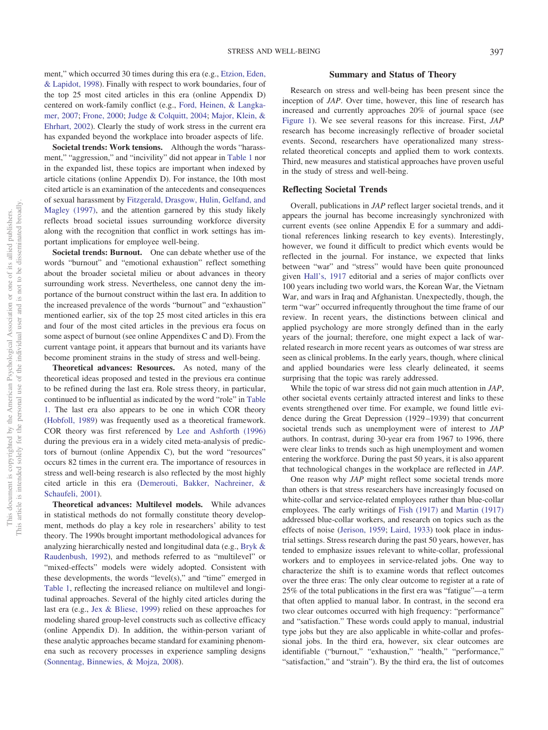ment," which occurred 30 times during this era (e.g., Etzion, Eden, & Lapidot, 1998). Finally with respect to work boundaries, four of the top 25 most cited articles in this era (online Appendix D) centered on work-family conflict (e.g., Ford, Heinen, & Langkamer, 2007; Frone, 2000; Judge & Colquitt, 2004; Major, Klein, & Ehrhart, 2002). Clearly the study of work stress in the current era has expanded beyond the workplace into broader aspects of life.

**Societal trends: Work tensions.** Although the words "harassment," "aggression," and "incivility" did not appear in Table 1 nor in the expanded list, these topics are important when indexed by article citations (online Appendix D). For instance, the 10th most cited article is an examination of the antecedents and consequences of sexual harassment by Fitzgerald, Drasgow, Hulin, Gelfand, and Magley (1997), and the attention garnered by this study likely reflects broad societal issues surrounding workforce diversity along with the recognition that conflict in work settings has important implications for employee well-being.

**Societal trends: Burnout.** One can debate whether use of the words "burnout" and "emotional exhaustion" reflect something about the broader societal milieu or about advances in theory surrounding work stress. Nevertheless, one cannot deny the importance of the burnout construct within the last era. In addition to the increased prevalence of the words "burnout" and "exhaustion" mentioned earlier, six of the top 25 most cited articles in this era and four of the most cited articles in the previous era focus on some aspect of burnout (see online Appendixes C and D). From the current vantage point, it appears that burnout and its variants have become prominent strains in the study of stress and well-being.

**Theoretical advances: Resources.** As noted, many of the theoretical ideas proposed and tested in the previous era continue to be refined during the last era. Role stress theory, in particular, continued to be influential as indicated by the word "role" in Table 1. The last era also appears to be one in which COR theory (Hobfoll, 1989) was frequently used as a theoretical framework. COR theory was first referenced by Lee and Ashforth (1996) during the previous era in a widely cited meta-analysis of predictors of burnout (online Appendix C), but the word "resources" occurs 82 times in the current era. The importance of resources in stress and well-being research is also reflected by the most highly cited article in this era (Demerouti, Bakker, Nachreiner, & Schaufeli, 2001).

**Theoretical advances: Multilevel models.** While advances in statistical methods do not formally constitute theory development, methods do play a key role in researchers' ability to test theory. The 1990s brought important methodological advances for analyzing hierarchically nested and longitudinal data (e.g., Bryk & Raudenbush, 1992), and methods referred to as "multilevel" or "mixed-effects" models were widely adopted. Consistent with these developments, the words "level(s)," and "time" emerged in Table 1, reflecting the increased reliance on multilevel and longitudinal approaches. Several of the highly cited articles during the last era (e.g., Jex & Bliese, 1999) relied on these approaches for modeling shared group-level constructs such as collective efficacy (online Appendix D). In addition, the within-person variant of these analytic approaches became standard for examining phenomena such as recovery processes in experience sampling designs (Sonnentag, Binnewies, & Mojza, 2008).

## Summary and Status of Theory

Research on stress and well-being has been present since the inception of *JAP*. Over time, however, this line of research has increased and currently approaches 20% of journal space (see Figure 1). We see several reasons for this increase. First, *JAP* research has become increasingly reflective of broader societal events. Second, researchers have operationalized many stress-related theoretical concepts and applied them to work contexts. Third, new measures and statistical approaches have proven useful in the study of stress and well-being.

### Reflecting Societal Trends

Overall, publications in *JAP* reflect larger societal trends, and it appears the journal has become increasingly synchronized with current events (see online Appendix E for a summary and additional references linking research to key events). Interestingly, however, we found it difficult to predict which events would be reflected in the journal. For instance, we expected that links between "war" and "stress" would have been quite pronounced given Hall's, 1917 editorial and a series of major conflicts over 100 years including two world wars, the Korean War, the Vietnam War, and wars in Iraq and Afghanistan. Unexpectedly, though, the term "war" occurred infrequently throughout the time frame of our review. In recent years, the distinctions between clinical and applied psychology are more strongly defined than in the early years of the journal; therefore, one might expect a lack of war-related research in more recent years as outcomes of war stress are seen as clinical problems. In the early years, though, where clinical and applied boundaries were less clearly delineated, it seems surprising that the topic was rarely addressed.

While the topic of war stress did not gain much attention in *JAP*, other societal events certainly attracted interest and links to these events strengthened over time. For example, we found little evidence during the Great Depression (1929–1939) that concurrent societal trends such as unemployment were of interest to *JAP* authors. In contrast, during 30-year era from 1967 to 1996, there were clear links to trends such as high unemployment and women entering the workforce. During the past 50 years, it is also apparent that technological changes in the workplace are reflected in *JAP*.

One reason why *JAP* might reflect some societal trends more than others is that stress researchers have increasingly focused on white-collar and service-related employees rather than blue-collar employees. The early writings of Fish (1917) and Martin (1917) addressed blue-collar workers, and research on topics such as the effects of noise (Jerison, 1959; Laird, 1933) took place in industrial settings. Stress research during the past 50 years, however, has tended to emphasize issues relevant to white-collar, professional workers and to employees in service-related jobs. One way to characterize the shift is to examine words that reflect outcomes over the three eras: The only clear outcome to register at a rate of 25% of the total publications in the first era was "fatigue"—a term that often applied to manual labor. In contrast, in the second era two clear outcomes occurred with high frequency: "performance" and "satisfaction." These words could apply to manual, industrial type jobs but they are also applicable in white-collar and professional jobs. In the third era, however, six clear outcomes are identifiable ("burnout," "exhaustion," "health," "performance," "satisfaction," and "strain"). By the third era, the list of outcomes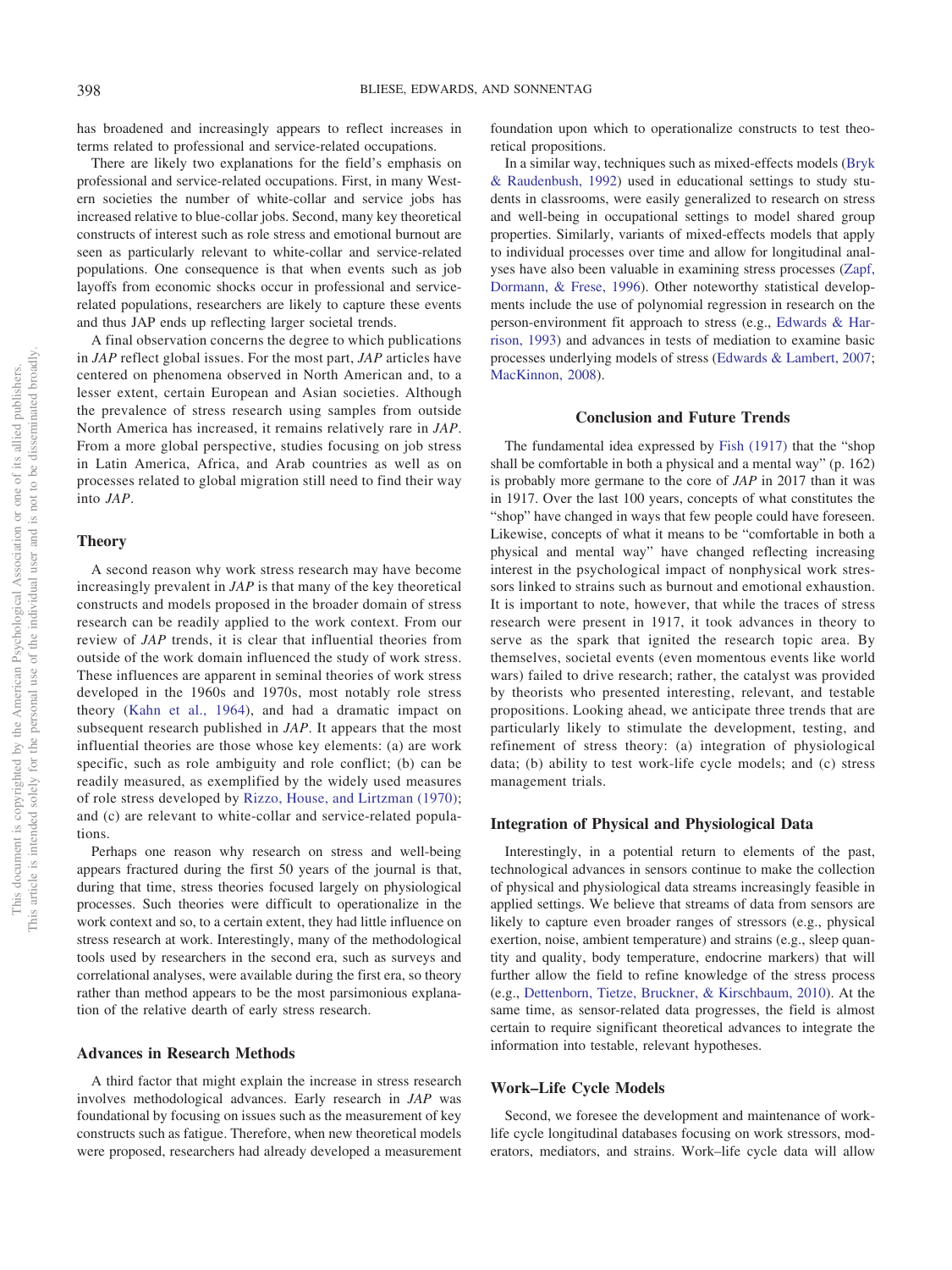has broadened and increasingly appears to reflect increases in terms related to professional and service-related occupations.

There are likely two explanations for the field's emphasis on professional and service-related occupations. First, in many Western societies the number of white-collar and service jobs has increased relative to blue-collar jobs. Second, many key theoretical constructs of interest such as role stress and emotional burnout are seen as particularly relevant to white-collar and service-related populations. One consequence is that when events such as job layoffs from economic shocks occur in professional and service-related populations, researchers are likely to capture these events and thus JAP ends up reflecting larger societal trends.

A final observation concerns the degree to which publications in *JAP* reflect global issues. For the most part, *JAP* articles have centered on phenomena observed in North American and, to a lesser extent, certain European and Asian societies. Although the prevalence of stress research using samples from outside North America has increased, it remains relatively rare in *JAP*. From a more global perspective, studies focusing on job stress in Latin America, Africa, and Arab countries as well as on processes related to global migration still need to find their way into *JAP*.

## Theory

A second reason why work stress research may have become increasingly prevalent in *JAP* is that many of the key theoretical constructs and models proposed in the broader domain of stress research can be readily applied to the work context. From our review of *JAP* trends, it is clear that influential theories from outside of the work domain influenced the study of work stress. These influences are apparent in seminal theories of work stress developed in the 1960s and 1970s, most notably role stress theory (Kahn et al., 1964), and had a dramatic impact on subsequent research published in *JAP*. It appears that the most influential theories are those whose key elements: (a) are work specific, such as role ambiguity and role conflict; (b) can be readily measured, as exemplified by the widely used measures of role stress developed by Rizzo, House, and Lirtzman (1970); and (c) are relevant to white-collar and service-related populations.

Perhaps one reason why research on stress and well-being appears fractured during the first 50 years of the journal is that, during that time, stress theories focused largely on physiological processes. Such theories were difficult to operationalize in the work context and so, to a certain extent, they had little influence on stress research at work. Interestingly, many of the methodological tools used by researchers in the second era, such as surveys and correlational analyses, were available during the first era, so theory rather than method appears to be the most parsimonious explanation of the relative dearth of early stress research.

## Advances in Research Methods

A third factor that might explain the increase in stress research involves methodological advances. Early research in *JAP* was foundational by focusing on issues such as the measurement of key constructs such as fatigue. Therefore, when new theoretical models were proposed, researchers had already developed a measurement foundation upon which to operationalize constructs to test theoretical propositions.

In a similar way, techniques such as mixed-effects models (Bryk & Raudenbush, 1992) used in educational settings to study students in classrooms, were easily generalized to research on stress and well-being in occupational settings to model shared group properties. Similarly, variants of mixed-effects models that apply to individual processes over time and allow for longitudinal analyses have also been valuable in examining stress processes (Zapf, Dormann, & Frese, 1996). Other noteworthy statistical developments include the use of polynomial regression in research on the person-environment fit approach to stress (e.g., Edwards & Harrison, 1993) and advances in tests of mediation to examine basic processes underlying models of stress (Edwards & Lambert, 2007; MacKinnon, 2008).

# Conclusion and Future Trends

The fundamental idea expressed by Fish (1917) that the "shop shall be comfortable in both a physical and a mental way" (p. 162) is probably more germane to the core of *JAP* in 2017 than it was in 1917. Over the last 100 years, concepts of what constitutes the "shop" have changed in ways that few people could have foreseen. Likewise, concepts of what it means to be "comfortable in both a physical and mental way" have changed reflecting increasing interest in the psychological impact of nonphysical work stressors linked to strains such as burnout and emotional exhaustion. It is important to note, however, that while the traces of stress research were present in 1917, it took advances in theory to serve as the spark that ignited the research topic area. By themselves, societal events (even momentous events like world wars) failed to drive research; rather, the catalyst was provided by theorists who presented interesting, relevant, and testable propositions. Looking ahead, we anticipate three trends that are particularly likely to stimulate the development, testing, and refinement of stress theory: (a) integration of physiological data; (b) ability to test work-life cycle models; and (c) stress management trials.

## Integration of Physical and Physiological Data

Interestingly, in a potential return to elements of the past, technological advances in sensors continue to make the collection of physical and physiological data streams increasingly feasible in applied settings. We believe that streams of data from sensors are likely to capture even broader ranges of stressors (e.g., physical exertion, noise, ambient temperature) and strains (e.g., sleep quantity and quality, body temperature, endocrine markers) that will further allow the field to refine knowledge of the stress process (e.g., Dettenborn, Tietze, Bruckner, & Kirschbaum, 2010). At the same time, as sensor-related data progresses, the field is almost certain to require significant theoretical advances to integrate the information into testable, relevant hypotheses.

## Work–Life Cycle Models

Second, we foresee the development and maintenance of work-life cycle longitudinal databases focusing on work stressors, moderators, mediators, and strains. Work–life cycle data will allow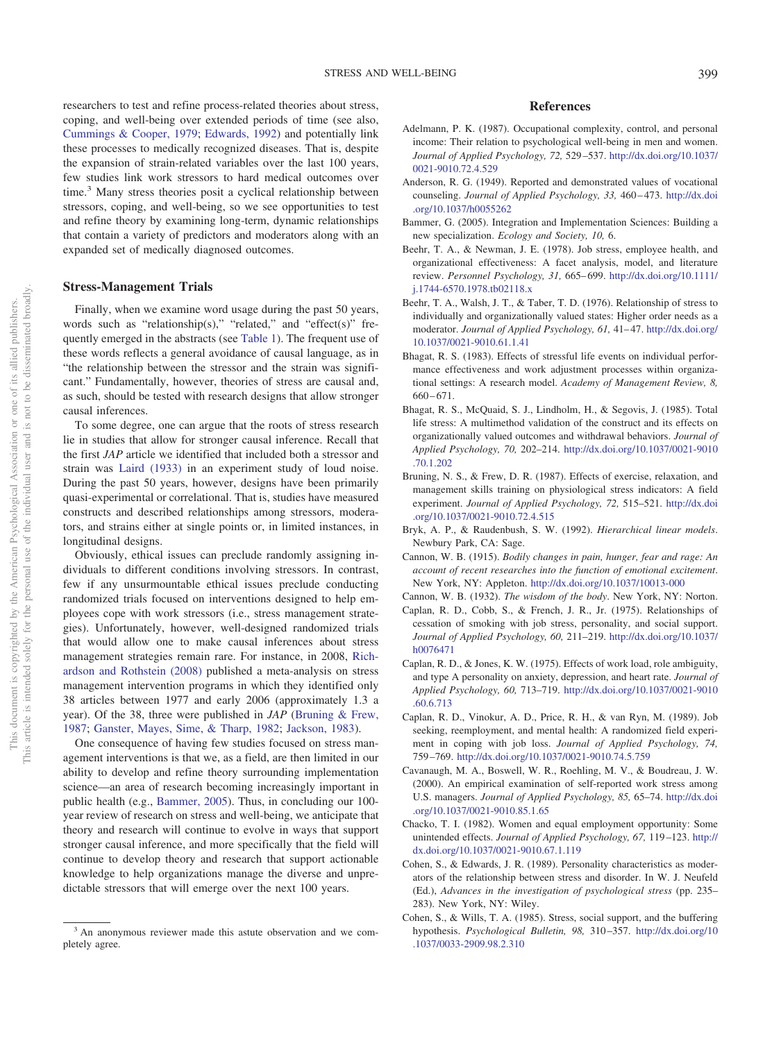researchers to test and refine process-related theories about stress, coping, and well-being over extended periods of time (see also, Cummings & Cooper, 1979; Edwards, 1992) and potentially link these processes to medically recognized diseases. That is, despite the expansion of strain-related variables over the last 100 years, few studies link work stressors to hard medical outcomes over time.[3] Many stress theories posit a cyclical relationship between stressors, coping, and well-being, so we see opportunities to test and refine theory by examining long-term, dynamic relationships that contain a variety of predictors and moderators along with an expanded set of medically diagnosed outcomes.

## Stress-Management Trials

Finally, when we examine word usage during the past 50 years, words such as "relationship(s)," "related," and "effect(s)" frequently emerged in the abstracts (see Table 1). The frequent use of these words reflects a general avoidance of causal language, as in "the relationship between the stressor and the strain was significant." Fundamentally, however, theories of stress are causal and, as such, should be tested with research designs that allow stronger causal inferences.

To some degree, one can argue that the roots of stress research lie in studies that allow for stronger causal inference. Recall that the first *JAP* article we identified that included both a stressor and strain was Laird (1933) in an experiment study of loud noise. During the past 50 years, however, designs have been primarily quasi-experimental or correlational. That is, studies have measured constructs and described relationships among stressors, moderators, and strains either at single points or, in limited instances, in longitudinal designs.

Obviously, ethical issues can preclude randomly assigning individuals to different conditions involving stressors. In contrast, few if any unsurmountable ethical issues preclude conducting randomized trials focused on interventions designed to help employees cope with work stressors (i.e., stress management strategies). Unfortunately, however, well-designed randomized trials that would allow one to make causal inferences about stress management strategies remain rare. For instance, in 2008, Richardson and Rothstein (2008) published a meta-analysis on stress management intervention programs in which they identified only 38 articles between 1977 and early 2006 (approximately 1.3 a year). Of the 38, three were published in *JAP* (Bruning & Frew, 1987; Ganster, Mayes, Sime, & Tharp, 1982; Jackson, 1983).

One consequence of having few studies focused on stress management interventions is that we, as a field, are then limited in our ability to develop and refine theory surrounding implementation science—an area of research becoming increasingly important in public health (e.g., Bammer, 2005). Thus, in concluding our 100-year review of research on stress and well-being, we anticipate that theory and research will continue to evolve in ways that support stronger causal inference, and more specifically that the field will continue to develop theory and research that support actionable knowledge to help organizations manage the diverse and unpredictable stressors that will emerge over the next 100 years.

[3] An anonymous reviewer made this astute observation and we completely agree.

## References

Adelmann, P. K. (1987). Occupational complexity, control, and personal income: Their relation to psychological well-being in men and women. *Journal of Applied Psychology, 72,* 529–537. http://dx.doi.org/10.1037/0021-9010.72.4.529

Anderson, R. G. (1949). Reported and demonstrated values of vocational counseling. *Journal of Applied Psychology, 33,* 460–473. http://dx.doi.org/10.1037/h0055262

Bammer, G. (2005). Integration and Implementation Sciences: Building a new specialization. *Ecology and Society, 10,* 6.

Beehr, T. A., & Newman, J. E. (1978). Job stress, employee health, and organizational effectiveness: A facet analysis, model, and literature review. *Personnel Psychology, 31,* 665–699. http://dx.doi.org/10.1111/j.1744-6570.1978.tb02118.x

Beehr, T. A., Walsh, J. T., & Taber, T. D. (1976). Relationship of stress to individually and organizationally valued states: Higher order needs as a moderator. *Journal of Applied Psychology, 61,* 41–47. http://dx.doi.org/10.1037/0021-9010.61.1.41

Bhagat, R. S. (1983). Effects of stressful life events on individual performance effectiveness and work adjustment processes within organizational settings: A research model. *Academy of Management Review, 8,* 660–671.

Bhagat, R. S., McQuaid, S. J., Lindholm, H., & Segovis, J. (1985). Total life stress: A multimethod validation of the construct and its effects on organizationally valued outcomes and withdrawal behaviors. *Journal of Applied Psychology, 70,* 202–214. http://dx.doi.org/10.1037/0021-9010.70.1.202

Bruning, N. S., & Frew, D. R. (1987). Effects of exercise, relaxation, and management skills training on physiological stress indicators: A field experiment. *Journal of Applied Psychology, 72,* 515–521. http://dx.doi.org/10.1037/0021-9010.72.4.515

Bryk, A. P., & Raudenbush, S. W. (1992). *Hierarchical linear models*. Newbury Park, CA: Sage.

Cannon, W. B. (1915). *Bodily changes in pain, hunger, fear and rage: An account of recent researches into the function of emotional excitement*. New York, NY: Appleton. http://dx.doi.org/10.1037/10013-000

Cannon, W. B. (1932). *The wisdom of the body*. New York, NY: Norton.

Caplan, R. D., Cobb, S., & French, J. R., Jr. (1975). Relationships of cessation of smoking with job stress, personality, and social support. *Journal of Applied Psychology, 60,* 211–219. http://dx.doi.org/10.1037/h0076471

Caplan, R. D., & Jones, K. W. (1975). Effects of work load, role ambiguity, and type A personality on anxiety, depression, and heart rate. *Journal of Applied Psychology, 60,* 713–719. http://dx.doi.org/10.1037/0021-9010.60.6.713

Caplan, R. D., Vinokur, A. D., Price, R. H., & van Ryn, M. (1989). Job seeking, reemployment, and mental health: A randomized field experiment in coping with job loss. *Journal of Applied Psychology, 74,* 759–769. http://dx.doi.org/10.1037/0021-9010.74.5.759

Cavanaugh, M. A., Boswell, W. R., Roehling, M. V., & Boudreau, J. W. (2000). An empirical examination of self-reported work stress among U.S. managers. *Journal of Applied Psychology, 85,* 65–74. http://dx.doi.org/10.1037/0021-9010.85.1.65

Chacko, T. I. (1982). Women and equal employment opportunity: Some unintended effects. *Journal of Applied Psychology, 67,* 119–123. http://dx.doi.org/10.1037/0021-9010.67.1.119

Cohen, S., & Edwards, J. R. (1989). Personality characteristics as moderators of the relationship between stress and disorder. In W. J. Neufeld (Ed.), *Advances in the investigation of psychological stress* (pp. 235–283). New York, NY: Wiley.

Cohen, S., & Wills, T. A. (1985). Stress, social support, and the buffering hypothesis. *Psychological Bulletin, 98,* 310–357. http://dx.doi.org/10.1037/0033-2909.98.2.310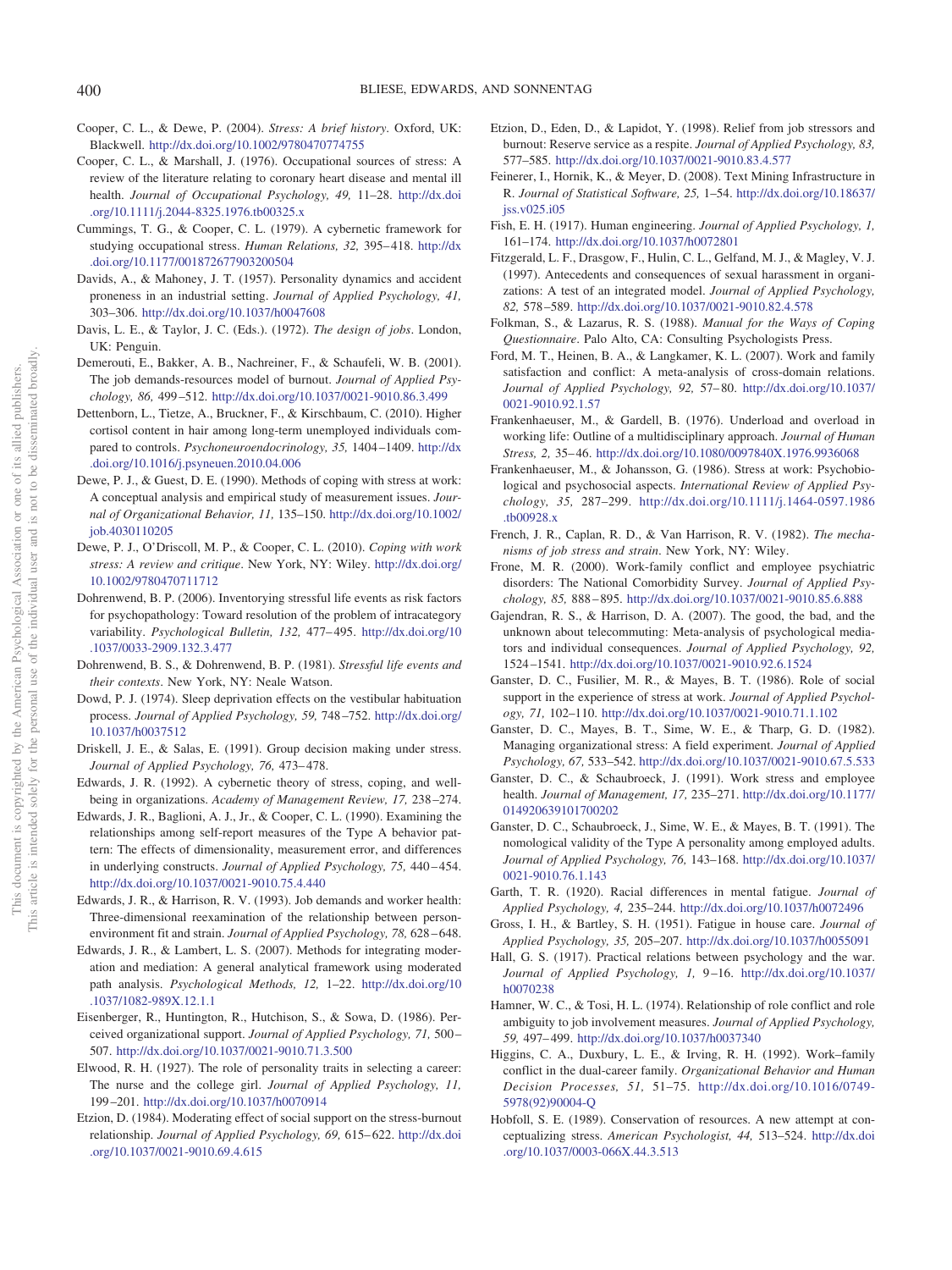Cooper, C. L., & Dewe, P. (2004). *Stress: A brief history*. Oxford, UK: Blackwell. http://dx.doi.org/10.1002/9780470774755

Cooper, C. L., & Marshall, J. (1976). Occupational sources of stress: A review of the literature relating to coronary heart disease and mental ill health. *Journal of Occupational Psychology, 49,* 11–28. http://dx.doi.org/10.1111/j.2044-8325.1976.tb00325.x

Cummings, T. G., & Cooper, C. L. (1979). A cybernetic framework for studying occupational stress. *Human Relations, 32,* 395–418. http://dx.doi.org/10.1177/001872677903200504

Davids, A., & Mahoney, J. T. (1957). Personality dynamics and accident proneness in an industrial setting. *Journal of Applied Psychology, 41,* 303–306. http://dx.doi.org/10.1037/h0047608

Davis, L. E., & Taylor, J. C. (Eds.). (1972). *The design of jobs*. London, UK: Penguin.

Demerouti, E., Bakker, A. B., Nachreiner, F., & Schaufeli, W. B. (2001). The job demands-resources model of burnout. *Journal of Applied Psychology, 86,* 499–512. http://dx.doi.org/10.1037/0021-9010.86.3.499

Dettenborn, L., Tietze, A., Bruckner, F., & Kirschbaum, C. (2010). Higher cortisol content in hair among long-term unemployed individuals compared to controls. *Psychoneuroendocrinology, 35,* 1404–1409. http://dx.doi.org/10.1016/j.psyneuen.2010.04.006

Dewe, P. J., & Guest, D. E. (1990). Methods of coping with stress at work: A conceptual analysis and empirical study of measurement issues. *Journal of Organizational Behavior, 11,* 135–150. http://dx.doi.org/10.1002/job.4030110205

Dewe, P. J., O'Driscoll, M. P., & Cooper, C. L. (2010). *Coping with work stress: A review and critique*. New York, NY: Wiley. http://dx.doi.org/10.1002/9780470711712

Dohrenwend, B. P. (2006). Inventorying stressful life events as risk factors for psychopathology: Toward resolution of the problem of intracategory variability. *Psychological Bulletin, 132,* 477–495. http://dx.doi.org/10.1037/0033-2909.132.3.477

Dohrenwend, B. S., & Dohrenwend, B. P. (1981). *Stressful life events and their contexts*. New York, NY: Neale Watson.

Dowd, P. J. (1974). Sleep deprivation effects on the vestibular habituation process. *Journal of Applied Psychology, 59,* 748–752. http://dx.doi.org/10.1037/h0037512

Driskell, J. E., & Salas, E. (1991). Group decision making under stress. *Journal of Applied Psychology, 76,* 473–478.

Edwards, J. R. (1992). A cybernetic theory of stress, coping, and well-being in organizations. *Academy of Management Review, 17,* 238–274.

Edwards, J. R., Baglioni, A. J., Jr., & Cooper, C. L. (1990). Examining the relationships among self-report measures of the Type A behavior pattern: The effects of dimensionality, measurement error, and differences in underlying constructs. *Journal of Applied Psychology, 75,* 440–454. http://dx.doi.org/10.1037/0021-9010.75.4.440

Edwards, J. R., & Harrison, R. V. (1993). Job demands and worker health: Three-dimensional reexamination of the relationship between person-environment fit and strain. *Journal of Applied Psychology, 78,* 628–648.

Edwards, J. R., & Lambert, L. S. (2007). Methods for integrating moderation and mediation: A general analytical framework using moderated path analysis. *Psychological Methods, 12,* 1–22. http://dx.doi.org/10.1037/1082-989X.12.1.1

Eisenberger, R., Huntington, R., Hutchison, S., & Sowa, D. (1986). Perceived organizational support. *Journal of Applied Psychology, 71,* 500–507. http://dx.doi.org/10.1037/0021-9010.71.3.500

Elwood, R. H. (1927). The role of personality traits in selecting a career: The nurse and the college girl. *Journal of Applied Psychology, 11,* 199–201. http://dx.doi.org/10.1037/h0070914

Etzion, D. (1984). Moderating effect of social support on the stress-burnout relationship. *Journal of Applied Psychology, 69,* 615–622. http://dx.doi.org/10.1037/0021-9010.69.4.615

Etzion, D., Eden, D., & Lapidot, Y. (1998). Relief from job stressors and burnout: Reserve service as a respite. *Journal of Applied Psychology, 83,* 577–585. http://dx.doi.org/10.1037/0021-9010.83.4.577

Feinerer, I., Hornik, K., & Meyer, D. (2008). Text Mining Infrastructure in R. *Journal of Statistical Software, 25,* 1–54. http://dx.doi.org/10.18637/jss.v025.i05

Fish, E. H. (1917). Human engineering. *Journal of Applied Psychology, 1,* 161–174. http://dx.doi.org/10.1037/h0072801

Fitzgerald, L. F., Drasgow, F., Hulin, C. L., Gelfand, M. J., & Magley, V. J. (1997). Antecedents and consequences of sexual harassment in organizations: A test of an integrated model. *Journal of Applied Psychology, 82,* 578–589. http://dx.doi.org/10.1037/0021-9010.82.4.578

Folkman, S., & Lazarus, R. S. (1988). *Manual for the Ways of Coping Questionnaire*. Palo Alto, CA: Consulting Psychologists Press.

Ford, M. T., Heinen, B. A., & Langkamer, K. L. (2007). Work and family satisfaction and conflict: A meta-analysis of cross-domain relations. *Journal of Applied Psychology, 92,* 57–80. http://dx.doi.org/10.1037/0021-9010.92.1.57

Frankenhaeuser, M., & Gardell, B. (1976). Underload and overload in working life: Outline of a multidisciplinary approach. *Journal of Human Stress, 2,* 35–46. http://dx.doi.org/10.1080/0097840X.1976.9936068

Frankenhaeuser, M., & Johansson, G. (1986). Stress at work: Psychobiological and psychosocial aspects. *International Review of Applied Psychology, 35,* 287–299. http://dx.doi.org/10.1111/j.1464-0597.1986.tb00928.x

French, J. R., Caplan, R. D., & Van Harrison, R. V. (1982). *The mechanisms of job stress and strain*. New York, NY: Wiley.

Frone, M. R. (2000). Work-family conflict and employee psychiatric disorders: The National Comorbidity Survey. *Journal of Applied Psychology, 85,* 888–895. http://dx.doi.org/10.1037/0021-9010.85.6.888

Gajendran, R. S., & Harrison, D. A. (2007). The good, the bad, and the unknown about telecommuting: Meta-analysis of psychological mediators and individual consequences. *Journal of Applied Psychology, 92,* 1524–1541. http://dx.doi.org/10.1037/0021-9010.92.6.1524

Ganster, D. C., Fusilier, M. R., & Mayes, B. T. (1986). Role of social support in the experience of stress at work. *Journal of Applied Psychology, 71,* 102–110. http://dx.doi.org/10.1037/0021-9010.71.1.102

Ganster, D. C., Mayes, B. T., Sime, W. E., & Tharp, G. D. (1982). Managing organizational stress: A field experiment. *Journal of Applied Psychology, 67,* 533–542. http://dx.doi.org/10.1037/0021-9010.67.5.533

Ganster, D. C., & Schaubroeck, J. (1991). Work stress and employee health. *Journal of Management, 17,* 235–271. http://dx.doi.org/10.1177/014920639101700202

Ganster, D. C., Schaubroeck, J., Sime, W. E., & Mayes, B. T. (1991). The nomological validity of the Type A personality among employed adults. *Journal of Applied Psychology, 76,* 143–168. http://dx.doi.org/10.1037/0021-9010.76.1.143

Garth, T. R. (1920). Racial differences in mental fatigue. *Journal of Applied Psychology, 4,* 235–244. http://dx.doi.org/10.1037/h0072496

Gross, I. H., & Bartley, S. H. (1951). Fatigue in house care. *Journal of Applied Psychology, 35,* 205–207. http://dx.doi.org/10.1037/h0055091

Hall, G. S. (1917). Practical relations between psychology and the war. *Journal of Applied Psychology, 1,* 9–16. http://dx.doi.org/10.1037/h0070238

Hamner, W. C., & Tosi, H. L. (1974). Relationship of role conflict and role ambiguity to job involvement measures. *Journal of Applied Psychology, 59,* 497–499. http://dx.doi.org/10.1037/h0037340

Higgins, C. A., Duxbury, L. E., & Irving, R. H. (1992). Work–family conflict in the dual-career family. *Organizational Behavior and Human Decision Processes, 51,* 51–75. http://dx.doi.org/10.1016/0749-5978(92)90004-Q

Hobfoll, S. E. (1989). Conservation of resources. A new attempt at conceptualizing stress. *American Psychologist, 44,* 513–524. http://dx.doi.org/10.1037/0003-066X.44.3.513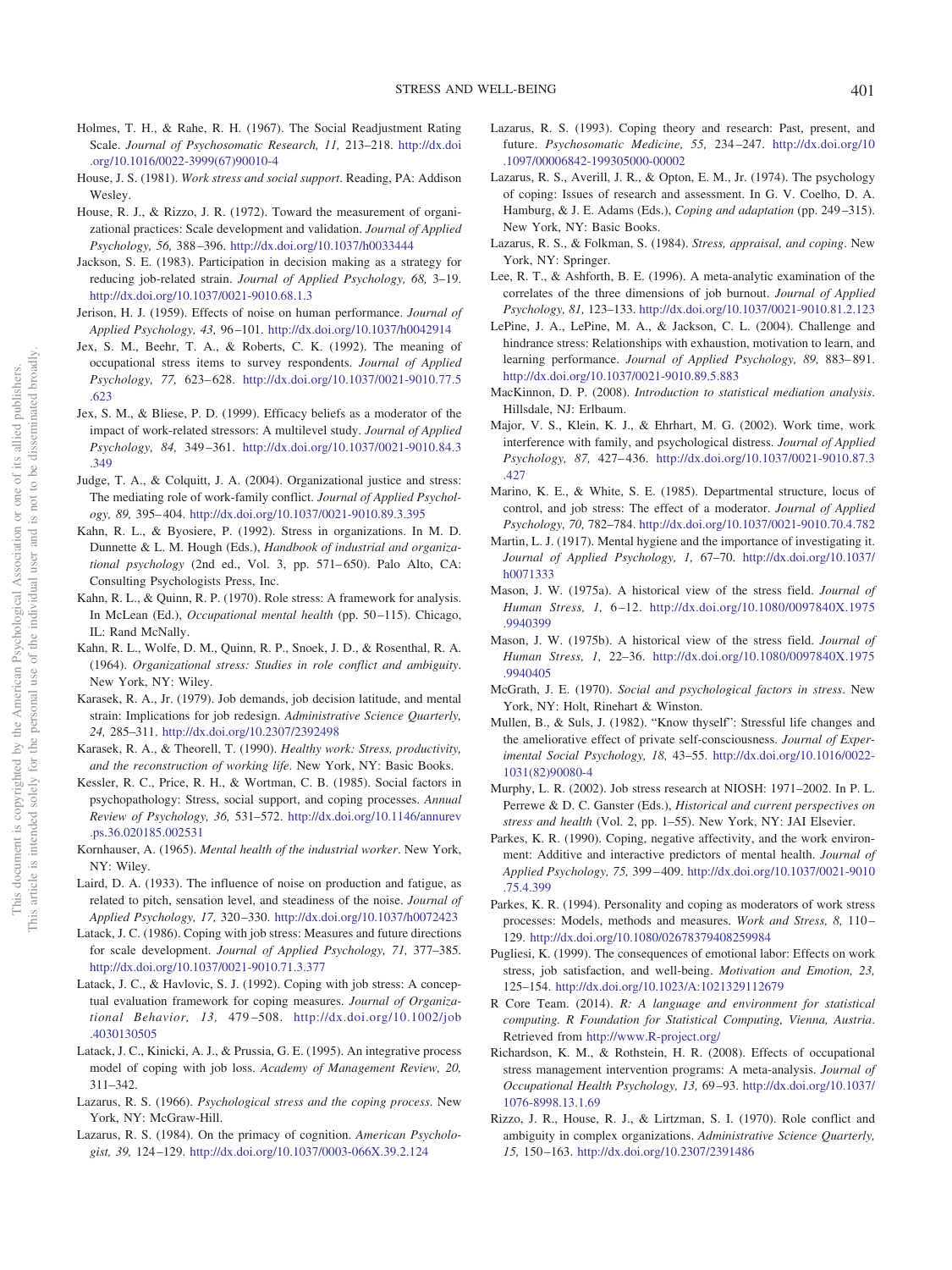Holmes, T. H., & Rahe, R. H. (1967). The Social Readjustment Rating Scale. *Journal of Psychosomatic Research, 11,* 213–218. http://dx.doi.org/10.1016/0022-3999(67)90010-4

House, J. S. (1981). *Work stress and social support*. Reading, PA: Addison Wesley.

House, R. J., & Rizzo, J. R. (1972). Toward the measurement of organizational practices: Scale development and validation. *Journal of Applied Psychology, 56,* 388–396. http://dx.doi.org/10.1037/h0033444

Jackson, S. E. (1983). Participation in decision making as a strategy for reducing job-related strain. *Journal of Applied Psychology, 68,* 3–19. http://dx.doi.org/10.1037/0021-9010.68.1.3

Jerison, H. J. (1959). Effects of noise on human performance. *Journal of Applied Psychology, 43,* 96–101. http://dx.doi.org/10.1037/h0042914

Jex, S. M., Beehr, T. A., & Roberts, C. K. (1992). The meaning of occupational stress items to survey respondents. *Journal of Applied Psychology, 77,* 623–628. http://dx.doi.org/10.1037/0021-9010.77.5.623

Jex, S. M., & Bliese, P. D. (1999). Efficacy beliefs as a moderator of the impact of work-related stressors: A multilevel study. *Journal of Applied Psychology, 84,* 349–361. http://dx.doi.org/10.1037/0021-9010.84.3.349

Judge, T. A., & Colquitt, J. A. (2004). Organizational justice and stress: The mediating role of work-family conflict. *Journal of Applied Psychology, 89,* 395–404. http://dx.doi.org/10.1037/0021-9010.89.3.395

Kahn, R. L., & Byosiere, P. (1992). Stress in organizations. In M. D. Dunnette & L. M. Hough (Eds.), *Handbook of industrial and organizational psychology* (2nd ed., Vol. 3, pp. 571–650). Palo Alto, CA: Consulting Psychologists Press, Inc.

Kahn, R. L., & Quinn, R. P. (1970). Role stress: A framework for analysis. In McLean (Ed.), *Occupational mental health* (pp. 50–115). Chicago, IL: Rand McNally.

Kahn, R. L., Wolfe, D. M., Quinn, R. P., Snoek, J. D., & Rosenthal, R. A. (1964). *Organizational stress: Studies in role conflict and ambiguity*. New York, NY: Wiley.

Karasek, R. A., Jr. (1979). Job demands, job decision latitude, and mental strain: Implications for job redesign. *Administrative Science Quarterly, 24,* 285–311. http://dx.doi.org/10.2307/2392498

Karasek, R. A., & Theorell, T. (1990). *Healthy work: Stress, productivity, and the reconstruction of working life*. New York, NY: Basic Books.

Kessler, R. C., Price, R. H., & Wortman, C. B. (1985). Social factors in psychopathology: Stress, social support, and coping processes. *Annual Review of Psychology, 36,* 531–572. http://dx.doi.org/10.1146/annurev.ps.36.020185.002531

Kornhauser, A. (1965). *Mental health of the industrial worker*. New York, NY: Wiley.

Laird, D. A. (1933). The influence of noise on production and fatigue, as related to pitch, sensation level, and steadiness of the noise. *Journal of Applied Psychology, 17,* 320–330. http://dx.doi.org/10.1037/h0072423

Latack, J. C. (1986). Coping with job stress: Measures and future directions for scale development. *Journal of Applied Psychology, 71,* 377–385. http://dx.doi.org/10.1037/0021-9010.71.3.377

Latack, J. C., & Havlovic, S. J. (1992). Coping with job stress: A conceptual evaluation framework for coping measures. *Journal of Organizational Behavior, 13,* 479–508. http://dx.doi.org/10.1002/job.4030130505

Latack, J. C., Kinicki, A. J., & Prussia, G. E. (1995). An integrative process model of coping with job loss. *Academy of Management Review, 20,* 311–342.

Lazarus, R. S. (1966). *Psychological stress and the coping process*. New York, NY: McGraw-Hill.

Lazarus, R. S. (1984). On the primacy of cognition. *American Psychologist, 39,* 124–129. http://dx.doi.org/10.1037/0003-066X.39.2.124

Lazarus, R. S. (1993). Coping theory and research: Past, present, and future. *Psychosomatic Medicine, 55,* 234–247. http://dx.doi.org/10.1097/00006842-199305000-00002

Lazarus, R. S., Averill, J. R., & Opton, E. M., Jr. (1974). The psychology of coping: Issues of research and assessment. In G. V. Coelho, D. A. Hamburg, & J. E. Adams (Eds.), *Coping and adaptation* (pp. 249–315). New York, NY: Basic Books.

Lazarus, R. S., & Folkman, S. (1984). *Stress, appraisal, and coping*. New York, NY: Springer.

Lee, R. T., & Ashforth, B. E. (1996). A meta-analytic examination of the correlates of the three dimensions of job burnout. *Journal of Applied Psychology, 81,* 123–133. http://dx.doi.org/10.1037/0021-9010.81.2.123

LePine, J. A., LePine, M. A., & Jackson, C. L. (2004). Challenge and hindrance stress: Relationships with exhaustion, motivation to learn, and learning performance. *Journal of Applied Psychology, 89,* 883–891. http://dx.doi.org/10.1037/0021-9010.89.5.883

MacKinnon, D. P. (2008). *Introduction to statistical mediation analysis*. Hillsdale, NJ: Erlbaum.

Major, V. S., Klein, K. J., & Ehrhart, M. G. (2002). Work time, work interference with family, and psychological distress. *Journal of Applied Psychology, 87,* 427–436. http://dx.doi.org/10.1037/0021-9010.87.3.427

Marino, K. E., & White, S. E. (1985). Departmental structure, locus of control, and job stress: The effect of a moderator. *Journal of Applied Psychology, 70,* 782–784. http://dx.doi.org/10.1037/0021-9010.70.4.782

Martin, L. J. (1917). Mental hygiene and the importance of investigating it. *Journal of Applied Psychology, 1,* 67–70. http://dx.doi.org/10.1037/h0071333

Mason, J. W. (1975a). A historical view of the stress field. *Journal of Human Stress, 1,* 6–12. http://dx.doi.org/10.1080/0097840X.1975.9940399

Mason, J. W. (1975b). A historical view of the stress field. *Journal of Human Stress, 1,* 22–36. http://dx.doi.org/10.1080/0097840X.1975.9940405

McGrath, J. E. (1970). *Social and psychological factors in stress*. New York, NY: Holt, Rinehart & Winston.

Mullen, B., & Suls, J. (1982). "Know thyself": Stressful life changes and the ameliorative effect of private self-consciousness. *Journal of Experimental Social Psychology, 18,* 43–55. http://dx.doi.org/10.1016/0022-1031(82)90080-4

Murphy, L. R. (2002). Job stress research at NIOSH: 1971–2002. In P. L. Perrewe & D. C. Ganster (Eds.), *Historical and current perspectives on stress and health* (Vol. 2, pp. 1–55). New York, NY: JAI Elsevier.

Parkes, K. R. (1990). Coping, negative affectivity, and the work environment: Additive and interactive predictors of mental health. *Journal of Applied Psychology, 75,* 399–409. http://dx.doi.org/10.1037/0021-9010.75.4.399

Parkes, K. R. (1994). Personality and coping as moderators of work stress processes: Models, methods and measures. *Work and Stress, 8,* 110–129. http://dx.doi.org/10.1080/02678379408259984

Pugliesi, K. (1999). The consequences of emotional labor: Effects on work stress, job satisfaction, and well-being. *Motivation and Emotion, 23,* 125–154. http://dx.doi.org/10.1023/A:1021329112679

R Core Team. (2014). *R: A language and environment for statistical computing. R Foundation for Statistical Computing, Vienna, Austria*. Retrieved from http://www.R-project.org/

Richardson, K. M., & Rothstein, H. R. (2008). Effects of occupational stress management intervention programs: A meta-analysis. *Journal of Occupational Health Psychology, 13,* 69–93. http://dx.doi.org/10.1037/1076-8998.13.1.69

Rizzo, J. R., House, R. J., & Lirtzman, S. I. (1970). Role conflict and ambiguity in complex organizations. *Administrative Science Quarterly, 15,* 150–163. http://dx.doi.org/10.2307/2391486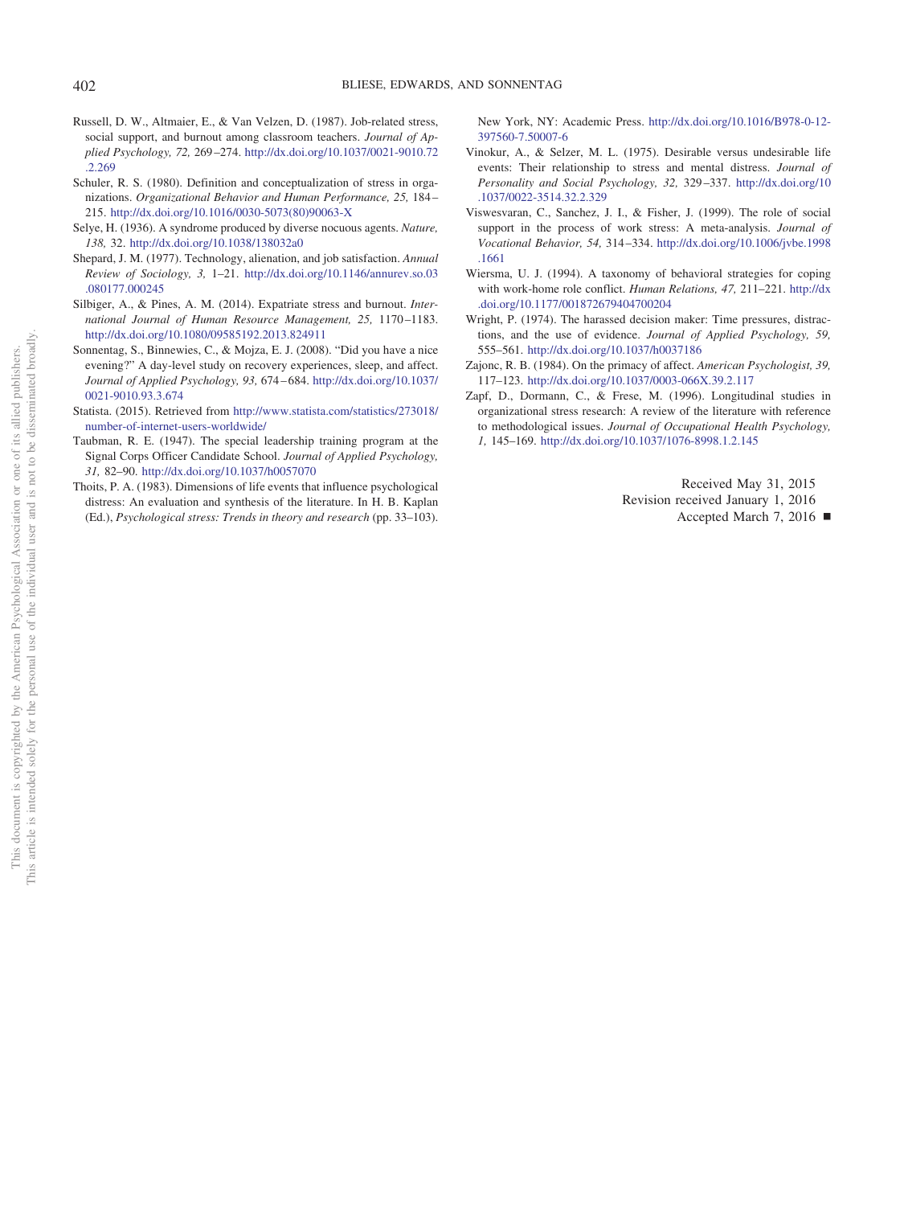Russell, D. W., Altmaier, E., & Van Velzen, D. (1987). Job-related stress, social support, and burnout among classroom teachers. *Journal of Applied Psychology, 72,* 269–274. http://dx.doi.org/10.1037/0021-9010.72.2.269

Schuler, R. S. (1980). Definition and conceptualization of stress in organizations. *Organizational Behavior and Human Performance, 25,* 184–215. http://dx.doi.org/10.1016/0030-5073(80)90063-X

Selye, H. (1936). A syndrome produced by diverse nocuous agents. *Nature, 138,* 32. http://dx.doi.org/10.1038/138032a0

Shepard, J. M. (1977). Technology, alienation, and job satisfaction. *Annual Review of Sociology, 3,* 1–21. http://dx.doi.org/10.1146/annurev.so.03.080177.000245

Silbiger, A., & Pines, A. M. (2014). Expatriate stress and burnout. *International Journal of Human Resource Management, 25,* 1170–1183. http://dx.doi.org/10.1080/09585192.2013.824911

Sonnentag, S., Binnewies, C., & Mojza, E. J. (2008). "Did you have a nice evening?" A day-level study on recovery experiences, sleep, and affect. *Journal of Applied Psychology, 93,* 674–684. http://dx.doi.org/10.1037/0021-9010.93.3.674

Statista. (2015). Retrieved from http://www.statista.com/statistics/273018/number-of-internet-users-worldwide/

Taubman, R. E. (1947). The special leadership training program at the Signal Corps Officer Candidate School. *Journal of Applied Psychology, 31,* 82–90. http://dx.doi.org/10.1037/h0057070

Thoits, P. A. (1983). Dimensions of life events that influence psychological distress: An evaluation and synthesis of the literature. In H. B. Kaplan (Ed.), *Psychological stress: Trends in theory and research* (pp. 33–103). New York, NY: Academic Press. http://dx.doi.org/10.1016/B978-0-12-397560-7.50007-6

Vinokur, A., & Selzer, M. L. (1975). Desirable versus undesirable life events: Their relationship to stress and mental distress. *Journal of Personality and Social Psychology, 32,* 329–337. http://dx.doi.org/10.1037/0022-3514.32.2.329

Viswesvaran, C., Sanchez, J. I., & Fisher, J. (1999). The role of social support in the process of work stress: A meta-analysis. *Journal of Vocational Behavior, 54,* 314–334. http://dx.doi.org/10.1006/jvbe.1998.1661

Wiersma, U. J. (1994). A taxonomy of behavioral strategies for coping with work-home role conflict. *Human Relations, 47,* 211–221. http://dx.doi.org/10.1177/001872679404700204

Wright, P. (1974). The harassed decision maker: Time pressures, distractions, and the use of evidence. *Journal of Applied Psychology, 59,* 555–561. http://dx.doi.org/10.1037/h0037186

Zajonc, R. B. (1984). On the primacy of affect. *American Psychologist, 39,* 117–123. http://dx.doi.org/10.1037/0003-066X.39.2.117

Zapf, D., Dormann, C., & Frese, M. (1996). Longitudinal studies in organizational stress research: A review of the literature with reference to methodological issues. *Journal of Occupational Health Psychology, 1,* 145–169. http://dx.doi.org/10.1037/1076-8998.1.2.145

Received May 31, 2015
Revision received January 1, 2016
Accepted March 7, 2016 ■